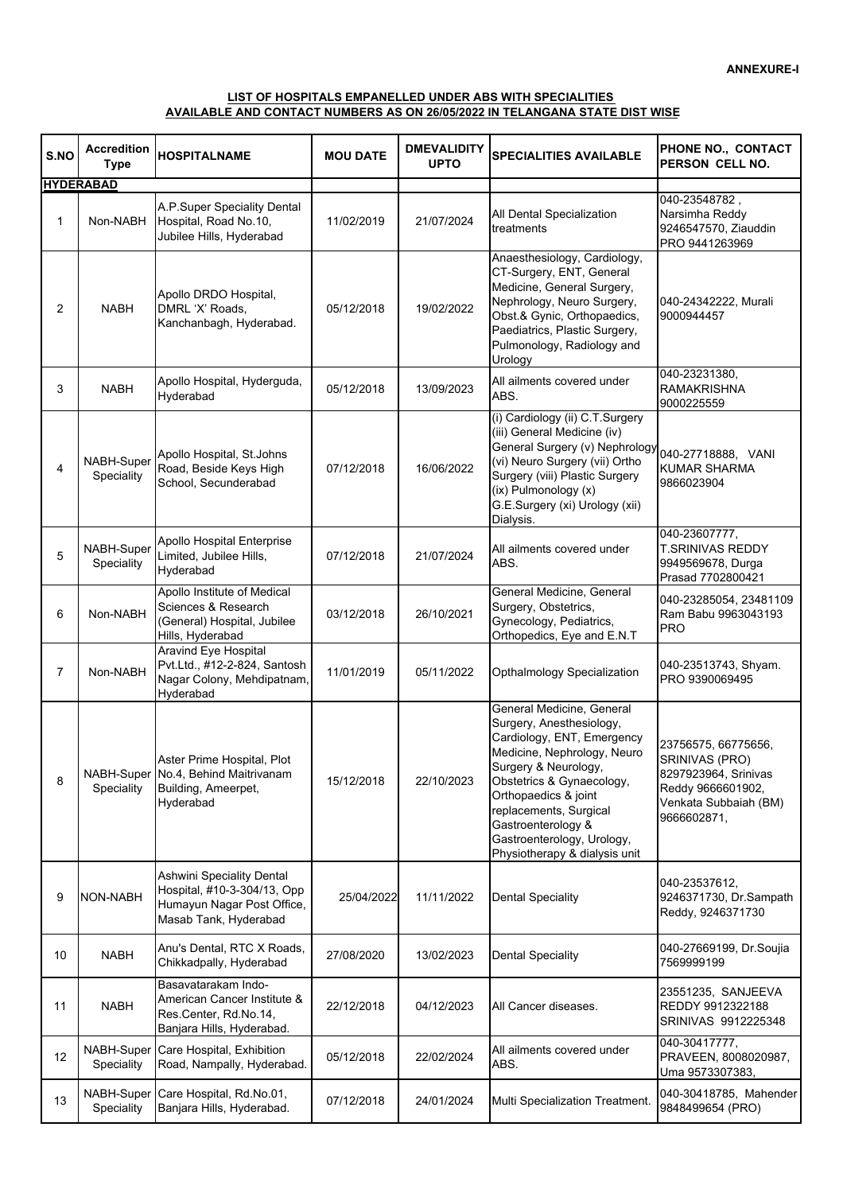**ANNEXURE-I**

**LIST OF HOSPITALS EMPANELLED UNDER ABS WITH SPECIALITIES AVAILABLE AND CONTACT NUMBERS AS ON 26/05/2022 IN TELANGANA STATE DIST WISE**

| S.NO | Accredition Type | HOSPITALNAME | MOU DATE | DMEVALIDITY UPTO | SPECIALITIES AVAILABLE | PHONE NO., CONTACT PERSON CELL NO. |
|---|---|---|---|---|---|---|
| **HYDERABAD** | | | | | | |
| 1 | Non-NABH | A.P.Super Speciality Dental Hospital, Road No.10, Jubilee Hills, Hyderabad | 11/02/2019 | 21/07/2024 | All Dental Specialization treatments | 040-23548782 , Narsimha Reddy 9246547570, Ziauddin PRO 9441263969 |
| 2 | NABH | Apollo DRDO Hospital, DMRL 'X' Roads, Kanchanbagh, Hyderabad. | 05/12/2018 | 19/02/2022 | Anaesthesiology, Cardiology, CT-Surgery, ENT, General Medicine, General Surgery, Nephrology, Neuro Surgery, Obst.& Gynic, Orthopaedics, Paediatrics, Plastic Surgery, Pulmonology, Radiology and Urology | 040-24342222, Murali 9000944457 |
| 3 | NABH | Apollo Hospital, Hyderguda, Hyderabad | 05/12/2018 | 13/09/2023 | All ailments covered under ABS. | 040-23231380, RAMAKRISHNA 9000225559 |
| 4 | NABH-Super Speciality | Apollo Hospital, St.Johns Road, Beside Keys High School, Secunderabad | 07/12/2018 | 16/06/2022 | (i) Cardiology (ii) C.T.Surgery (iii) General Medicine (iv) General Surgery (v) Nephrology (vi) Neuro Surgery (vii) Ortho Surgery (viii) Plastic Surgery (ix) Pulmonology (x) G.E.Surgery (xi) Urology (xii) Dialysis. | 040-27718888, VANI KUMAR SHARMA 9866023904 |
| 5 | NABH-Super Speciality | Apollo Hospital Enterprise Limited, Jubilee Hills, Hyderabad | 07/12/2018 | 21/07/2024 | All ailments covered under ABS. | 040-23607777, T.SRINIVAS REDDY 9949569678, Durga Prasad 7702800421 |
| 6 | Non-NABH | Apollo Institute of Medical Sciences & Research (General) Hospital, Jubilee Hills, Hyderabad | 03/12/2018 | 26/10/2021 | General Medicine, General Surgery, Obstetrics, Gynecology, Pediatrics, Orthopedics, Eye and E.N.T | 040-23285054, 23481109 Ram Babu 9963043193 PRO |
| 7 | Non-NABH | Aravind Eye Hospital Pvt.Ltd., #12-2-824, Santosh Nagar Colony, Mehdipatnam, Hyderabad | 11/01/2019 | 05/11/2022 | Opthalmology Specialization | 040-23513743, Shyam. PRO 9390069495 |
| 8 | NABH-Super Speciality | Aster Prime Hospital, Plot No.4, Behind Maitrivanam Building, Ameerpet, Hyderabad | 15/12/2018 | 22/10/2023 | General Medicine, General Surgery, Anesthesiology, Cardiology, ENT, Emergency Medicine, Nephrology, Neuro Surgery & Neurology, Obstetrics & Gynaecology, Orthopaedics & joint replacements, Surgical Gastroenterology & Gastroenterology, Urology, Physiotherapy & dialysis unit | 23756575, 66775656, SRINIVAS (PRO) 8297923964, Srinivas Reddy 9666601902, Venkata Subbaiah (BM) 9666602871, |
| 9 | NON-NABH | Ashwini Speciality Dental Hospital, #10-3-304/13, Opp Humayun Nagar Post Office, Masab Tank, Hyderabad | 25/04/2022 | 11/11/2022 | Dental Speciality | 040-23537612, 9246371730, Dr.Sampath Reddy, 9246371730 |
| 10 | NABH | Anu's Dental, RTC X Roads, Chikkadpally, Hyderabad | 27/08/2020 | 13/02/2023 | Dental Speciality | 040-27669199, Dr.Soujia 7569999199 |
| 11 | NABH | Basavatarakam Indo-American Cancer Institute & Res.Center, Rd.No.14, Banjara Hills, Hyderabad. | 22/12/2018 | 04/12/2023 | All Cancer diseases. | 23551235, SANJEEVA REDDY 9912322188 SRINIVAS 9912225348 |
| 12 | NABH-Super Speciality | Care Hospital, Exhibition Road, Nampally, Hyderabad. | 05/12/2018 | 22/02/2024 | All ailments covered under ABS. | 040-30417777, PRAVEEN, 8008020987, Uma 9573307383, |
| 13 | NABH-Super Speciality | Care Hospital, Rd.No.01, Banjara Hills, Hyderabad. | 07/12/2018 | 24/01/2024 | Multi Specialization Treatment. | 040-30418785, Mahender 9848499654 (PRO) |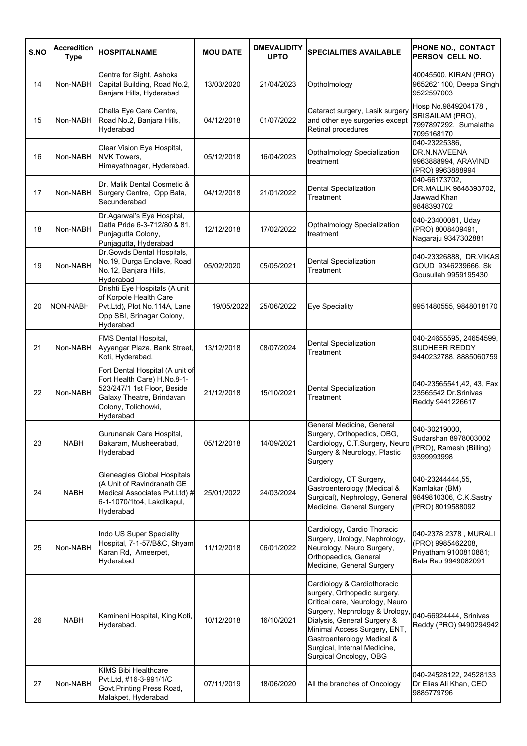| S.NO | Accredition Type | HOSPITALNAME | MOU DATE | DMEVALIDITY UPTO | SPECIALITIES AVAILABLE | PHONE NO., CONTACT PERSON CELL NO. |
|---|---|---|---|---|---|---|
| 14 | Non-NABH | Centre for Sight, Ashoka Capital Building, Road No.2, Banjara Hills, Hyderabad | 13/03/2020 | 21/04/2023 | Optholmology | 40045500, KIRAN (PRO) 9652621100, Deepa Singh 9522597003 |
| 15 | Non-NABH | Challa Eye Care Centre, Road No.2, Banjara Hills, Hyderabad | 04/12/2018 | 01/07/2022 | Cataract surgery, Lasik surgery and other eye surgeries except Retinal procedures | Hosp No.9849204178 , SRISAILAM (PRO), 7997897292, Sumalatha 7095168170 |
| 16 | Non-NABH | Clear Vision Eye Hospital, NVK Towers, Himayathnagar, Hyderabad. | 05/12/2018 | 16/04/2023 | Opthalmology Specialization treatment | 040-23225386, DR.N.NAVEENA 9963888994, ARAVIND (PRO) 9963888994 |
| 17 | Non-NABH | Dr. Malik Dental Cosmetic & Surgery Centre, Opp Bata, Secunderabad | 04/12/2018 | 21/01/2022 | Dental Specialization Treatment | 040-66173702, DR.MALLIK 9848393702, Jawwad Khan 9848393702 |
| 18 | Non-NABH | Dr.Agarwal's Eye Hospital, Datla Pride 6-3-712/80 & 81, Punjagutta Colony, Punjagutta, Hyderabad | 12/12/2018 | 17/02/2022 | Opthalmology Specialization treatment | 040-23400081, Uday (PRO) 8008409491, Nagaraju 9347302881 |
| 19 | Non-NABH | Dr.Gowds Dental Hospitals, No.19, Durga Enclave, Road No.12, Banjara Hills, Hyderabad | 05/02/2020 | 05/05/2021 | Dental Specialization Treatment | 040-23326888, DR.VIKAS GOUD 9346239666, Sk Gousullah 9959195430 |
| 20 | NON-NABH | Drishti Eye Hospitals (A unit of Korpole Health Care Pvt.Ltd), Plot No.114A, Lane Opp SBI, Srinagar Colony, Hyderabad | 19/05/2022 | 25/06/2022 | Eye Speciality | 9951480555, 9848018170 |
| 21 | Non-NABH | FMS Dental Hospital, Ayyangar Plaza, Bank Street, Koti, Hyderabad. | 13/12/2018 | 08/07/2024 | Dental Specialization Treatment | 040-24655595, 24654599, SUDHEER REDDY 9440232788, 8885060759 |
| 22 | Non-NABH | Fort Dental Hospital (A unit of Fort Health Care) H.No.8-1-523/247/1 1st Floor, Beside Galaxy Theatre, Brindavan Colony, Tolichowki, Hyderabad | 21/12/2018 | 15/10/2021 | Dental Specialization Treatment | 040-23565541,42, 43, Fax 23565542 Dr.Srinivas Reddy 9441226617 |
| 23 | NABH | Gurunanak Care Hospital, Bakaram, Musheerabad, Hyderabad | 05/12/2018 | 14/09/2021 | General Medicine, General Surgery, Orthopedics, OBG, Cardiology, C.T.Surgery, Neuro Surgery & Neurology, Plastic Surgery | 040-30219000, Sudarshan 8978003002 (PRO), Ramesh (Billing) 9399993998 |
| 24 | NABH | Gleneagles Global Hospitals (A Unit of Ravindranath GE Medical Associates Pvt.Ltd) # 6-1-1070/1to4, Lakdikapul, Hyderabad | 25/01/2022 | 24/03/2024 | Cardiology, CT Surgery, Gastroenterology (Medical & Surgical), Nephrology, General Medicine, General Surgery | 040-23244444,55, Kamlakar (BM) 9849810306, C.K.Sastry (PRO) 8019588092 |
| 25 | Non-NABH | Indo US Super Speciality Hospital, 7-1-57/B&C, Shyam Karan Rd, Ameerpet, Hyderabad | 11/12/2018 | 06/01/2022 | Cardiology, Cardio Thoracic Surgery, Urology, Nephrology, Neurology, Neuro Surgery, Orthopaedics, General Medicine, General Surgery | 040-2378 2378 , MURALI (PRO) 9985462208, Priyatham 9100810881; Bala Rao 9949082091 |
| 26 | NABH | Kamineni Hospital, King Koti, Hyderabad. | 10/12/2018 | 16/10/2021 | Cardiology & Cardiothoracic surgery, Orthopedic surgery, Critical care, Neurology, Neuro Surgery, Nephrology & Urology, Dialysis, General Surgery & Minimal Access Surgery, ENT, Gastroenterology Medical & Surgical, Internal Medicine, Surgical Oncology, OBG | 040-66924444, Srinivas Reddy (PRO) 9490294942 |
| 27 | Non-NABH | KIMS Bibi Healthcare Pvt.Ltd, #16-3-991/1/C Govt.Printing Press Road, Malakpet, Hyderabad | 07/11/2019 | 18/06/2020 | All the branches of Oncology | 040-24528122, 24528133 Dr Elias Ali Khan, CEO 9885779796 |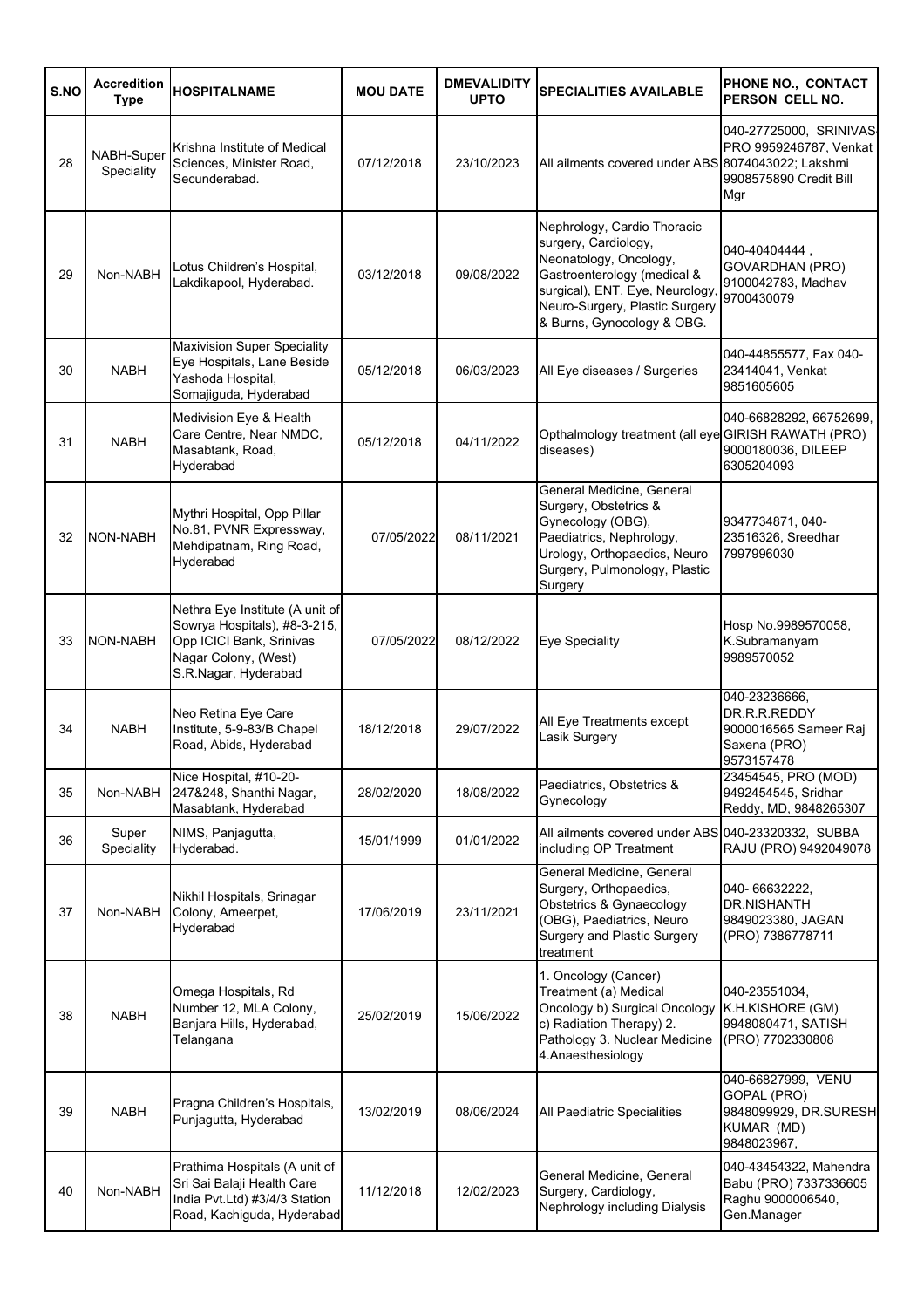| S.NO | Accredition Type | HOSPITALNAME | MOU DATE | DMEVALIDITY UPTO | SPECIALITIES AVAILABLE | PHONE NO., CONTACT PERSON CELL NO. |
|---|---|---|---|---|---|---|
| 28 | NABH-Super Speciality | Krishna Institute of Medical Sciences, Minister Road, Secunderabad. | 07/12/2018 | 23/10/2023 | All ailments covered under ABS | 040-27725000, SRINIVAS PRO 9959246787, Venkat 8074043022; Lakshmi 9908575890 Credit Bill Mgr |
| 29 | Non-NABH | Lotus Children's Hospital, Lakdikapool, Hyderabad. | 03/12/2018 | 09/08/2022 | Nephrology, Cardio Thoracic surgery, Cardiology, Neonatology, Oncology, Gastroenterology (medical & surgical), ENT, Eye, Neurology, Neuro-Surgery, Plastic Surgery & Burns, Gynocology & OBG. | 040-40404444 , GOVARDHAN (PRO) 9100042783, Madhav 9700430079 |
| 30 | NABH | Maxivision Super Speciality Eye Hospitals, Lane Beside Yashoda Hospital, Somajiguda, Hyderabad | 05/12/2018 | 06/03/2023 | All Eye diseases / Surgeries | 040-44855577, Fax 040-23414041, Venkat 9851605605 |
| 31 | NABH | Medivision Eye & Health Care Centre, Near NMDC, Masabtank, Road, Hyderabad | 05/12/2018 | 04/11/2022 | Opthalmology treatment (all eye diseases) | 040-66828292, 66752699, GIRISH RAWATH (PRO) 9000180036, DILEEP 6305204093 |
| 32 | NON-NABH | Mythri Hospital, Opp Pillar No.81, PVNR Expressway, Mehdipatnam, Ring Road, Hyderabad | 07/05/2022 | 08/11/2021 | General Medicine, General Surgery, Obstetrics & Gynecology (OBG), Paediatrics, Nephrology, Urology, Orthopaedics, Neuro Surgery, Pulmonology, Plastic Surgery | 9347734871, 040-23516326, Sreedhar 7997996030 |
| 33 | NON-NABH | Nethra Eye Institute (A unit of Sowrya Hospitals), #8-3-215, Opp ICICI Bank, Srinivas Nagar Colony, (West) S.R.Nagar, Hyderabad | 07/05/2022 | 08/12/2022 | Eye Speciality | Hosp No.9989570058, K.Subramanyam 9989570052 |
| 34 | NABH | Neo Retina Eye Care Institute, 5-9-83/B Chapel Road, Abids, Hyderabad | 18/12/2018 | 29/07/2022 | All Eye Treatments except Lasik Surgery | 040-23236666, DR.R.R.REDDY 9000016565 Sameer Raj Saxena (PRO) 9573157478 |
| 35 | Non-NABH | Nice Hospital, #10-20-247&248, Shanthi Nagar, Masabtank, Hyderabad | 28/02/2020 | 18/08/2022 | Paediatrics, Obstetrics & Gynecology | 23454545, PRO (MOD) 9492454545, Sridhar Reddy, MD, 9848265307 |
| 36 | Super Speciality | NIMS, Panjagutta, Hyderabad. | 15/01/1999 | 01/01/2022 | All ailments covered under ABS including OP Treatment | 040-23320332, SUBBA RAJU (PRO) 9492049078 |
| 37 | Non-NABH | Nikhil Hospitals, Srinagar Colony, Ameerpet, Hyderabad | 17/06/2019 | 23/11/2021 | General Medicine, General Surgery, Orthopaedics, Obstetrics & Gynaecology (OBG), Paediatrics, Neuro Surgery and Plastic Surgery treatment | 040- 66632222, DR.NISHANTH 9849023380, JAGAN (PRO) 7386778711 |
| 38 | NABH | Omega Hospitals, Rd Number 12, MLA Colony, Banjara Hills, Hyderabad, Telangana | 25/02/2019 | 15/06/2022 | 1. Oncology (Cancer) Treatment (a) Medical Oncology b) Surgical Oncology c) Radiation Therapy) 2. Pathology 3. Nuclear Medicine 4.Anaesthesiology | 040-23551034, K.H.KISHORE (GM) 9948080471, SATISH (PRO) 7702330808 |
| 39 | NABH | Pragna Children's Hospitals, Punjagutta, Hyderabad | 13/02/2019 | 08/06/2024 | All Paediatric Specialities | 040-66827999, VENU GOPAL (PRO) 9848099929, DR.SURESH KUMAR (MD) 9848023967, |
| 40 | Non-NABH | Prathima Hospitals (A unit of Sri Sai Balaji Health Care India Pvt.Ltd) #3/4/3 Station Road, Kachiguda, Hyderabad | 11/12/2018 | 12/02/2023 | General Medicine, General Surgery, Cardiology, Nephrology including Dialysis | 040-43454322, Mahendra Babu (PRO) 7337336605 Raghu 9000006540, Gen.Manager |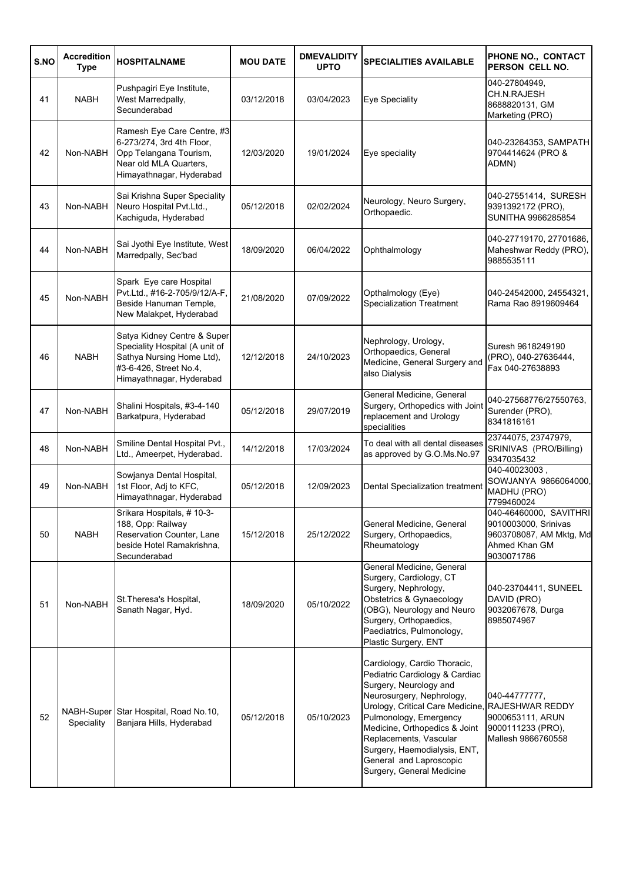| S.NO | Accredition Type | HOSPITALNAME | MOU DATE | DMEVALIDITY UPTO | SPECIALITIES AVAILABLE | PHONE NO., CONTACT PERSON CELL NO. |
|---|---|---|---|---|---|---|
| 41 | NABH | Pushpagiri Eye Institute, West Marredpally, Secunderabad | 03/12/2018 | 03/04/2023 | Eye Speciality | 040-27804949, CH.N.RAJESH 8688820131, GM Marketing (PRO) |
| 42 | Non-NABH | Ramesh Eye Care Centre, #3 6-273/274, 3rd 4th Floor, Opp Telangana Tourism, Near old MLA Quarters, Himayathnagar, Hyderabad | 12/03/2020 | 19/01/2024 | Eye speciality | 040-23264353, SAMPATH 9704414624 (PRO & ADMN) |
| 43 | Non-NABH | Sai Krishna Super Speciality Neuro Hospital Pvt.Ltd., Kachiguda, Hyderabad | 05/12/2018 | 02/02/2024 | Neurology, Neuro Surgery, Orthopaedic. | 040-27551414, SURESH 9391392172 (PRO), SUNITHA 9966285854 |
| 44 | Non-NABH | Sai Jyothi Eye Institute, West Marredpally, Sec'bad | 18/09/2020 | 06/04/2022 | Ophthalmology | 040-27719170, 27701686, Maheshwar Reddy (PRO), 9885535111 |
| 45 | Non-NABH | Spark Eye care Hospital Pvt.Ltd., #16-2-705/9/12/A-F, Beside Hanuman Temple, New Malakpet, Hyderabad | 21/08/2020 | 07/09/2022 | Opthalmology (Eye) Specialization Treatment | 040-24542000, 24554321, Rama Rao 8919609464 |
| 46 | NABH | Satya Kidney Centre & Super Speciality Hospital (A unit of Sathya Nursing Home Ltd), #3-6-426, Street No.4, Himayathnagar, Hyderabad | 12/12/2018 | 24/10/2023 | Nephrology, Urology, Orthopaedics, General Medicine, General Surgery and also Dialysis | Suresh 9618249190 (PRO), 040-27636444, Fax 040-27638893 |
| 47 | Non-NABH | Shalini Hospitals, #3-4-140 Barkatpura, Hyderabad | 05/12/2018 | 29/07/2019 | General Medicine, General Surgery, Orthopedics with Joint replacement and Urology specialities | 040-27568776/27550763, Surender (PRO), 8341816161 |
| 48 | Non-NABH | Smiline Dental Hospital Pvt., Ltd., Ameerpet, Hyderabad. | 14/12/2018 | 17/03/2024 | To deal with all dental diseases as approved by G.O.Ms.No.97 | 23744075, 23747979, SRINIVAS (PRO/Billing) 9347035432 |
| 49 | Non-NABH | Sowjanya Dental Hospital, 1st Floor, Adj to KFC, Himayathnagar, Hyderabad | 05/12/2018 | 12/09/2023 | Dental Specialization treatment | 040-40023003 , SOWJANYA 9866064000, MADHU (PRO) 7799460024 |
| 50 | NABH | Srikara Hospitals, # 10-3-188, Opp: Railway Reservation Counter, Lane beside Hotel Ramakrishna, Secunderabad | 15/12/2018 | 25/12/2022 | General Medicine, General Surgery, Orthopaedics, Rheumatology | 040-46460000, SAVITHRI 9010003000, Srinivas 9603708087, AM Mktg, Md Ahmed Khan GM 9030071786 |
| 51 | Non-NABH | St.Theresa's Hospital, Sanath Nagar, Hyd. | 18/09/2020 | 05/10/2022 | General Medicine, General Surgery, Cardiology, CT Surgery, Nephrology, Obstetrics & Gynaecology (OBG), Neurology and Neuro Surgery, Orthopaedics, Paediatrics, Pulmonology, Plastic Surgery, ENT | 040-23704411, SUNEEL DAVID (PRO) 9032067678, Durga 8985074967 |
| 52 | NABH-Super Speciality | Star Hospital, Road No.10, Banjara Hills, Hyderabad | 05/12/2018 | 05/10/2023 | Cardiology, Cardio Thoracic, Pediatric Cardiology & Cardiac Surgery, Neurology and Neurosurgery, Nephrology, Urology, Critical Care Medicine, Pulmonology, Emergency Medicine, Orthopedics & Joint Replacements, Vascular Surgery, Haemodialysis, ENT, General and Laproscopic Surgery, General Medicine | 040-44777777, RAJESHWAR REDDY 9000653111, ARUN 9000111233 (PRO), Mallesh 9866760558 |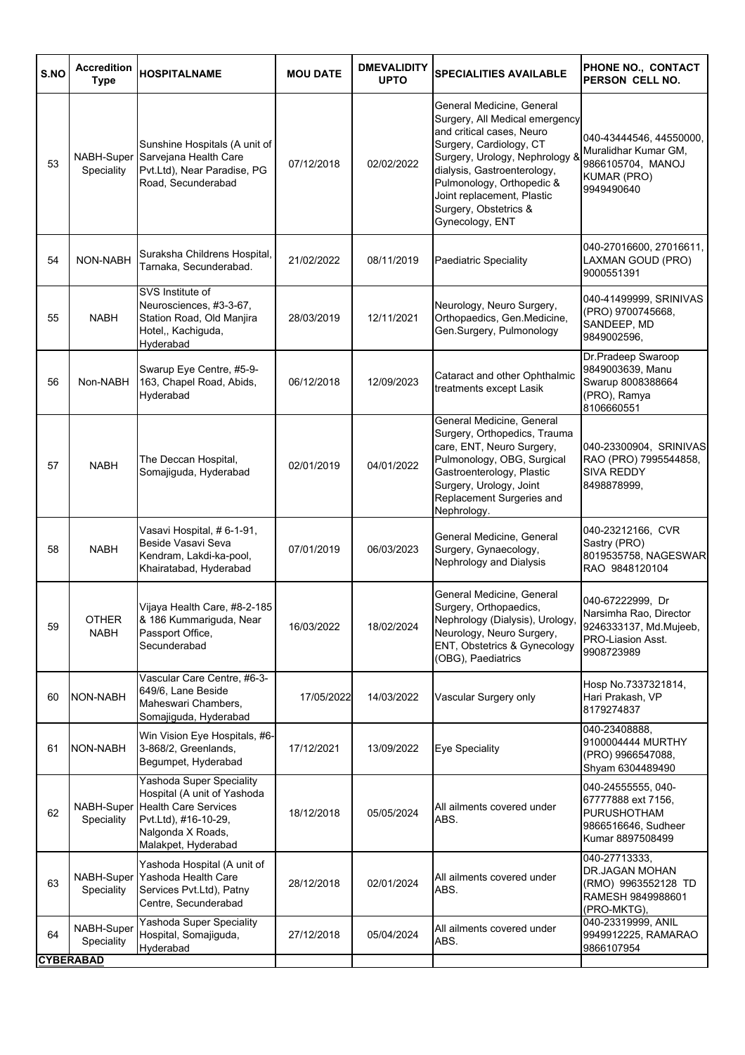| S.NO | Accreditation Type | HOSPITALNAME | MOU DATE | DMEVALIDITY UPTO | SPECIALITIES AVAILABLE | PHONE NO., CONTACT PERSON CELL NO. |
|---|---|---|---|---|---|---|
| 53 | NABH-Super Speciality | Sunshine Hospitals (A unit of Sarvejana Health Care Pvt.Ltd), Near Paradise, PG Road, Secunderabad | 07/12/2018 | 02/02/2022 | General Medicine, General Surgery, All Medical emergency and critical cases, Neuro Surgery, Cardiology, CT Surgery, Urology, Nephrology & dialysis, Gastroenterology, Pulmonology, Orthopedic & Joint replacement, Plastic Surgery, Obstetrics & Gynecology, ENT | 040-43444546, 44550000, Muralidhar Kumar GM, 9866105704, MANOJ KUMAR (PRO) 9949490640 |
| 54 | NON-NABH | Suraksha Childrens Hospital, Tarnaka, Secunderabad. | 21/02/2022 | 08/11/2019 | Paediatric Speciality | 040-27016600, 27016611, LAXMAN GOUD (PRO) 9000551391 |
| 55 | NABH | SVS Institute of Neurosciences, #3-3-67, Station Road, Old Manjira Hotel,, Kachiguda, Hyderabad | 28/03/2019 | 12/11/2021 | Neurology, Neuro Surgery, Orthopaedics, Gen.Medicine, Gen.Surgery, Pulmonology | 040-41499999, SRINIVAS (PRO) 9700745668, SANDEEP, MD 9849002596, |
| 56 | Non-NABH | Swarup Eye Centre, #5-9-163, Chapel Road, Abids, Hyderabad | 06/12/2018 | 12/09/2023 | Cataract and other Ophthalmic treatments except Lasik | Dr.Pradeep Swaroop 9849003639, Manu Swarup 8008388664 (PRO), Ramya 8106660551 |
| 57 | NABH | The Deccan Hospital, Somajiguda, Hyderabad | 02/01/2019 | 04/01/2022 | General Medicine, General Surgery, Orthopedics, Trauma care, ENT, Neuro Surgery, Pulmonology, OBG, Surgical Gastroenterology, Plastic Surgery, Urology, Joint Replacement Surgeries and Nephrology. | 040-23300904, SRINIVAS RAO (PRO) 7995544858, SIVA REDDY 8498878999, |
| 58 | NABH | Vasavi Hospital, # 6-1-91, Beside Vasavi Seva Kendram, Lakdi-ka-pool, Khairatabad, Hyderabad | 07/01/2019 | 06/03/2023 | General Medicine, General Surgery, Gynaecology, Nephrology and Dialysis | 040-23212166, CVR Sastry (PRO) 8019535758, NAGESWAR RAO 9848120104 |
| 59 | OTHER NABH | Vijaya Health Care, #8-2-185 & 186 Kummariguda, Near Passport Office, Secunderabad | 16/03/2022 | 18/02/2024 | General Medicine, General Surgery, Orthopaedics, Nephrology (Dialysis), Urology, Neurology, Neuro Surgery, ENT, Obstetrics & Gynecology (OBG), Paediatrics | 040-67222999, Dr Narsimha Rao, Director 9246333137, Md.Mujeeb, PRO-Liasion Asst. 9908723989 |
| 60 | NON-NABH | Vascular Care Centre, #6-3-649/6, Lane Beside Maheswari Chambers, Somajiguda, Hyderabad | 17/05/2022 | 14/03/2022 | Vascular Surgery only | Hosp No.7337321814, Hari Prakash, VP 8179274837 |
| 61 | NON-NABH | Win Vision Eye Hospitals, #6-3-868/2, Greenlands, Begumpet, Hyderabad | 17/12/2021 | 13/09/2022 | Eye Speciality | 040-23408888, 9100004444 MURTHY (PRO) 9966547088, Shyam 6304489490 |
| 62 | NABH-Super Speciality | Yashoda Super Speciality Hospital (A unit of Yashoda Health Care Services Pvt.Ltd), #16-10-29, Nalgonda X Roads, Malakpet, Hyderabad | 18/12/2018 | 05/05/2024 | All ailments covered under ABS. | 040-24555555, 040-67777888 ext 7156, PURUSHOTHAM 9866516646, Sudheer Kumar 8897508499 |
| 63 | NABH-Super Speciality | Yashoda Hospital (A unit of Yashoda Health Care Services Pvt.Ltd), Patny Centre, Secunderabad | 28/12/2018 | 02/01/2024 | All ailments covered under ABS. | 040-27713333, DR.JAGAN MOHAN (RMO) 9963552128 TD RAMESH 9849988601 (PRO-MKTG), |
| 64 | NABH-Super Speciality | Yashoda Super Speciality Hospital, Somajiguda, Hyderabad | 27/12/2018 | 05/04/2024 | All ailments covered under ABS. | 040-23319999, ANIL 9949912225, RAMARAO 9866107954 |
| **CYBERABAD** | | | | | | |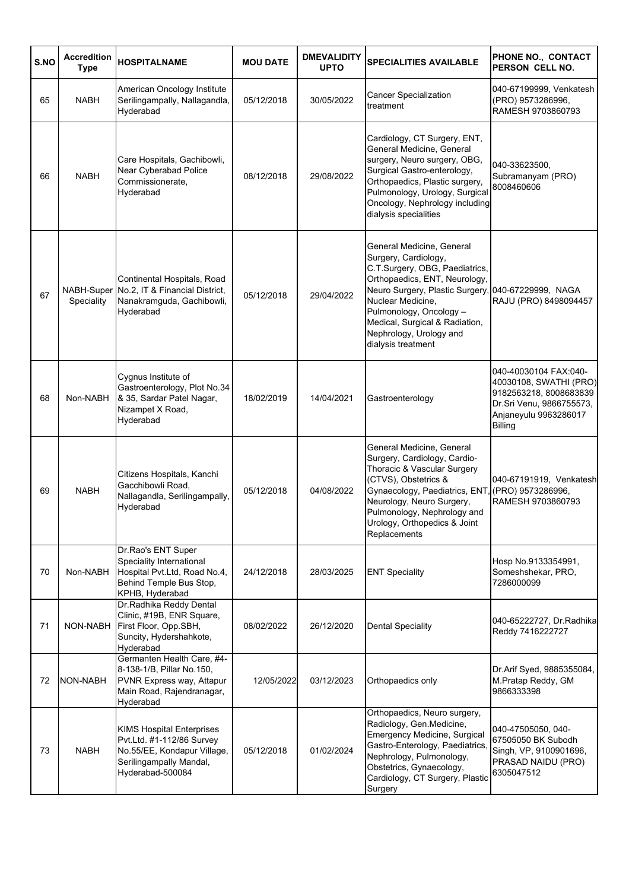| S.NO | Accredition Type | HOSPITALNAME | MOU DATE | DMEVALIDITY UPTO | SPECIALITIES AVAILABLE | PHONE NO., CONTACT PERSON CELL NO. |
|---|---|---|---|---|---|---|
| 65 | NABH | American Oncology Institute Serilingampally, Nallagandla, Hyderabad | 05/12/2018 | 30/05/2022 | Cancer Specialization treatment | 040-67199999, Venkatesh (PRO) 9573286996, RAMESH 9703860793 |
| 66 | NABH | Care Hospitals, Gachibowli, Near Cyberabad Police Commissionerate, Hyderabad | 08/12/2018 | 29/08/2022 | Cardiology, CT Surgery, ENT, General Medicine, General surgery, Neuro surgery, OBG, Surgical Gastro-enterology, Orthopaedics, Plastic surgery, Pulmonology, Urology, Surgical Oncology, Nephrology including dialysis specialities | 040-33623500, Subramanyam (PRO) 8008460606 |
| 67 | NABH-Super Speciality | Continental Hospitals, Road No.2, IT & Financial District, Nanakramguda, Gachibowli, Hyderabad | 05/12/2018 | 29/04/2022 | General Medicine, General Surgery, Cardiology, C.T.Surgery, OBG, Paediatrics, Orthopaedics, ENT, Neurology, Neuro Surgery, Plastic Surgery, Nuclear Medicine, Pulmonology, Oncology – Medical, Surgical & Radiation, Nephrology, Urology and dialysis treatment | 040-67229999, NAGA RAJU (PRO) 8498094457 |
| 68 | Non-NABH | Cygnus Institute of Gastroenterology, Plot No.34 & 35, Sardar Patel Nagar, Nizampet X Road, Hyderabad | 18/02/2019 | 14/04/2021 | Gastroenterology | 040-40030104 FAX:040-40030108, SWATHI (PRO) 9182563218, 8008683839 Dr.Sri Venu, 9866755573, Anjaneyulu 9963286017 Billing |
| 69 | NABH | Citizens Hospitals, Kanchi Gacchibowli Road, Nallagandla, Serilingampally, Hyderabad | 05/12/2018 | 04/08/2022 | General Medicine, General Surgery, Cardiology, Cardio-Thoracic & Vascular Surgery (CTVS), Obstetrics & Gynaecology, Paediatrics, ENT, Neurology, Neuro Surgery, Pulmonology, Nephrology and Urology, Orthopedics & Joint Replacements | 040-67191919, Venkatesh (PRO) 9573286996, RAMESH 9703860793 |
| 70 | Non-NABH | Dr.Rao's ENT Super Speciality International Hospital Pvt.Ltd, Road No.4, Behind Temple Bus Stop, KPHB, Hyderabad | 24/12/2018 | 28/03/2025 | ENT Speciality | Hosp No.9133354991, Someshshekar, PRO, 7286000099 |
| 71 | NON-NABH | Dr.Radhika Reddy Dental Clinic, #19B, ENR Square, First Floor, Opp.SBH, Suncity, Hydershahkote, Hyderabad | 08/02/2022 | 26/12/2020 | Dental Speciality | 040-65222727, Dr.Radhika Reddy 7416222727 |
| 72 | NON-NABH | Germanten Health Care, #4-8-138-1/B, Pillar No.150, PVNR Express way, Attapur Main Road, Rajendranagar, Hyderabad | 12/05/2022 | 03/12/2023 | Orthopaedics only | Dr.Arif Syed, 9885355084, M.Pratap Reddy, GM 9866333398 |
| 73 | NABH | KIMS Hospital Enterprises Pvt.Ltd. #1-112/86 Survey No.55/EE, Kondapur Village, Serilingampally Mandal, Hyderabad-500084 | 05/12/2018 | 01/02/2024 | Orthopaedics, Neuro surgery, Radiology, Gen.Medicine, Emergency Medicine, Surgical Gastro-Enterology, Paediatrics, Nephrology, Pulmonology, Obstetrics, Gynaecology, Cardiology, CT Surgery, Plastic Surgery | 040-47505050, 040-67505050 BK Subodh Singh, VP, 9100901696, PRASAD NAIDU (PRO) 6305047512 |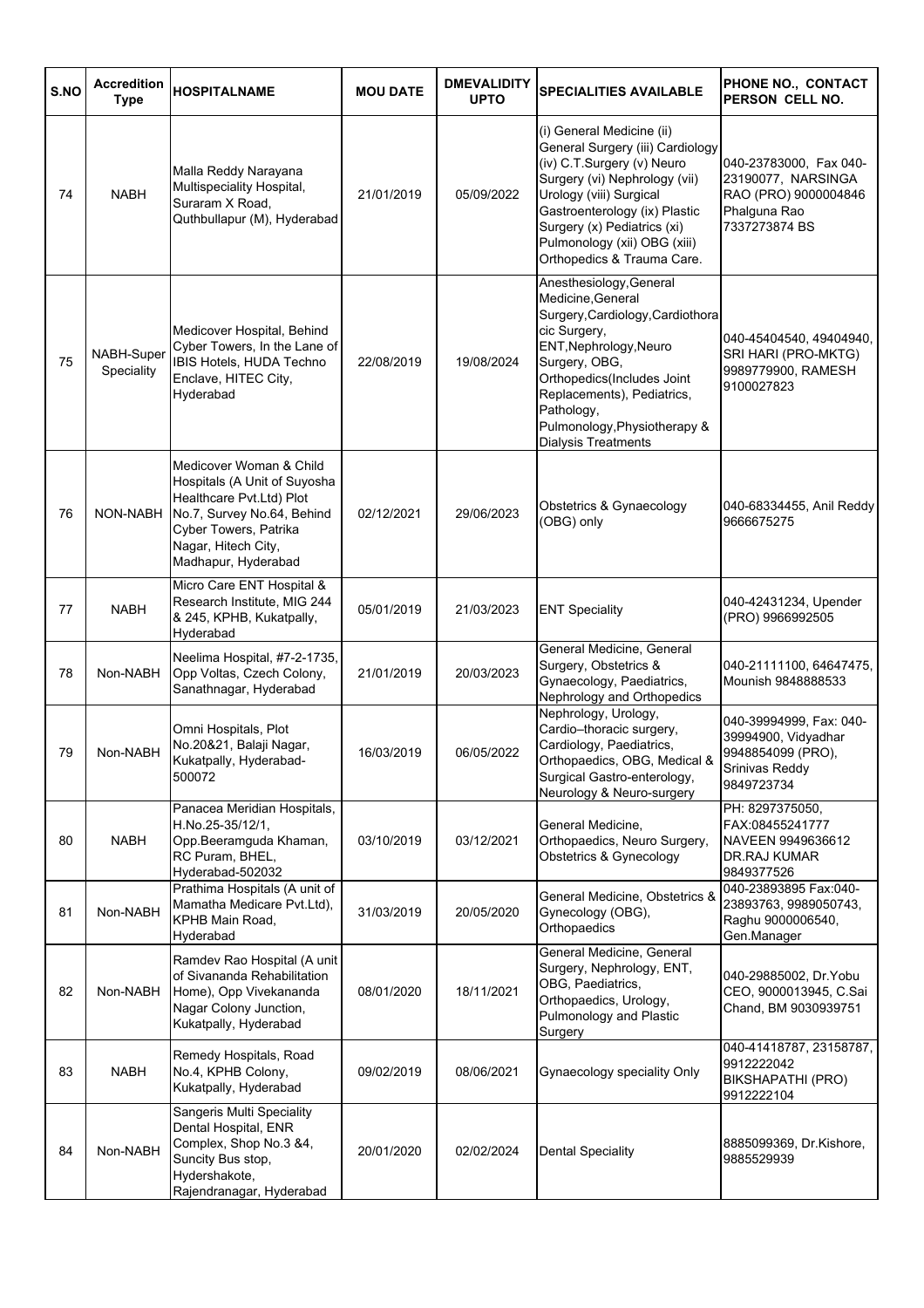| S.NO | Accredition Type | HOSPITALNAME | MOU DATE | DMEVALIDITY UPTO | SPECIALITIES AVAILABLE | PHONE NO., CONTACT PERSON CELL NO. |
|---|---|---|---|---|---|---|
| 74 | NABH | Malla Reddy Narayana Multispeciality Hospital, Suraram X Road, Quthbullapur (M), Hyderabad | 21/01/2019 | 05/09/2022 | (i) General Medicine (ii) General Surgery (iii) Cardiology (iv) C.T.Surgery (v) Neuro Surgery (vi) Nephrology (vii) Urology (viii) Surgical Gastroenterology (ix) Plastic Surgery (x) Pediatrics (xi) Pulmonology (xii) OBG (xiii) Orthopedics & Trauma Care. | 040-23783000, Fax 040-23190077, NARSINGA RAO (PRO) 9000004846 Phalguna Rao 7337273874 BS |
| 75 | NABH-Super Speciality | Medicover Hospital, Behind Cyber Towers, In the Lane of IBIS Hotels, HUDA Techno Enclave, HITEC City, Hyderabad | 22/08/2019 | 19/08/2024 | Anesthesiology,General Medicine,General Surgery,Cardiology,Cardiothoracic Surgery, ENT,Nephrology,Neuro Surgery, OBG, Orthopedics(Includes Joint Replacements), Pediatrics, Pathology, Pulmonology,Physiotherapy & Dialysis Treatments | 040-45404540, 49404940, SRI HARI (PRO-MKTG) 9989779900, RAMESH 9100027823 |
| 76 | NON-NABH | Medicover Woman & Child Hospitals (A Unit of Suyosha Healthcare Pvt.Ltd) Plot No.7, Survey No.64, Behind Cyber Towers, Patrika Nagar, Hitech City, Madhapur, Hyderabad | 02/12/2021 | 29/06/2023 | Obstetrics & Gynaecology (OBG) only | 040-68334455, Anil Reddy 9666675275 |
| 77 | NABH | Micro Care ENT Hospital & Research Institute, MIG 244 & 245, KPHB, Kukatpally, Hyderabad | 05/01/2019 | 21/03/2023 | ENT Speciality | 040-42431234, Upender (PRO) 9966992505 |
| 78 | Non-NABH | Neelima Hospital, #7-2-1735, Opp Voltas, Czech Colony, Sanathnagar, Hyderabad | 21/01/2019 | 20/03/2023 | General Medicine, General Surgery, Obstetrics & Gynaecology, Paediatrics, Nephrology and Orthopedics | 040-21111100, 64647475, Mounish 9848888533 |
| 79 | Non-NABH | Omni Hospitals, Plot No.20&21, Balaji Nagar, Kukatpally, Hyderabad-500072 | 16/03/2019 | 06/05/2022 | Nephrology, Urology, Cardio–thoracic surgery, Cardiology, Paediatrics, Orthopaedics, OBG, Medical & Surgical Gastro-enterology, Neurology & Neuro-surgery | 040-39994999, Fax: 040-39994900, Vidyadhar 9948854099 (PRO), Srinivas Reddy 9849723734 |
| 80 | NABH | Panacea Meridian Hospitals, H.No.25-35/12/1, Opp.Beeramguda Khaman, RC Puram, BHEL, Hyderabad-502032 | 03/10/2019 | 03/12/2021 | General Medicine, Orthopaedics, Neuro Surgery, Obstetrics & Gynecology | PH: 8297375050, FAX:08455241777 NAVEEN 9949636612 DR.RAJ KUMAR 9849377526 |
| 81 | Non-NABH | Prathima Hospitals (A unit of Mamatha Medicare Pvt.Ltd), KPHB Main Road, Hyderabad | 31/03/2019 | 20/05/2020 | General Medicine, Obstetrics & Gynecology (OBG), Orthopaedics | 040-23893895 Fax:040-23893763, 9989050743, Raghu 9000006540, Gen.Manager |
| 82 | Non-NABH | Ramdev Rao Hospital (A unit of Sivananda Rehabilitation Home), Opp Vivekananda Nagar Colony Junction, Kukatpally, Hyderabad | 08/01/2020 | 18/11/2021 | General Medicine, General Surgery, Nephrology, ENT, OBG, Paediatrics, Orthopaedics, Urology, Pulmonology and Plastic Surgery | 040-29885002, Dr.Yobu CEO, 9000013945, C.Sai Chand, BM 9030939751 |
| 83 | NABH | Remedy Hospitals, Road No.4, KPHB Colony, Kukatpally, Hyderabad | 09/02/2019 | 08/06/2021 | Gynaecology speciality Only | 040-41418787, 23158787, 9912222042 BIKSHAPATHI (PRO) 9912222104 |
| 84 | Non-NABH | Sangeris Multi Speciality Dental Hospital, ENR Complex, Shop No.3 &4, Suncity Bus stop, Hydershakote, Rajendranagar, Hyderabad | 20/01/2020 | 02/02/2024 | Dental Speciality | 8885099369, Dr.Kishore, 9885529939 |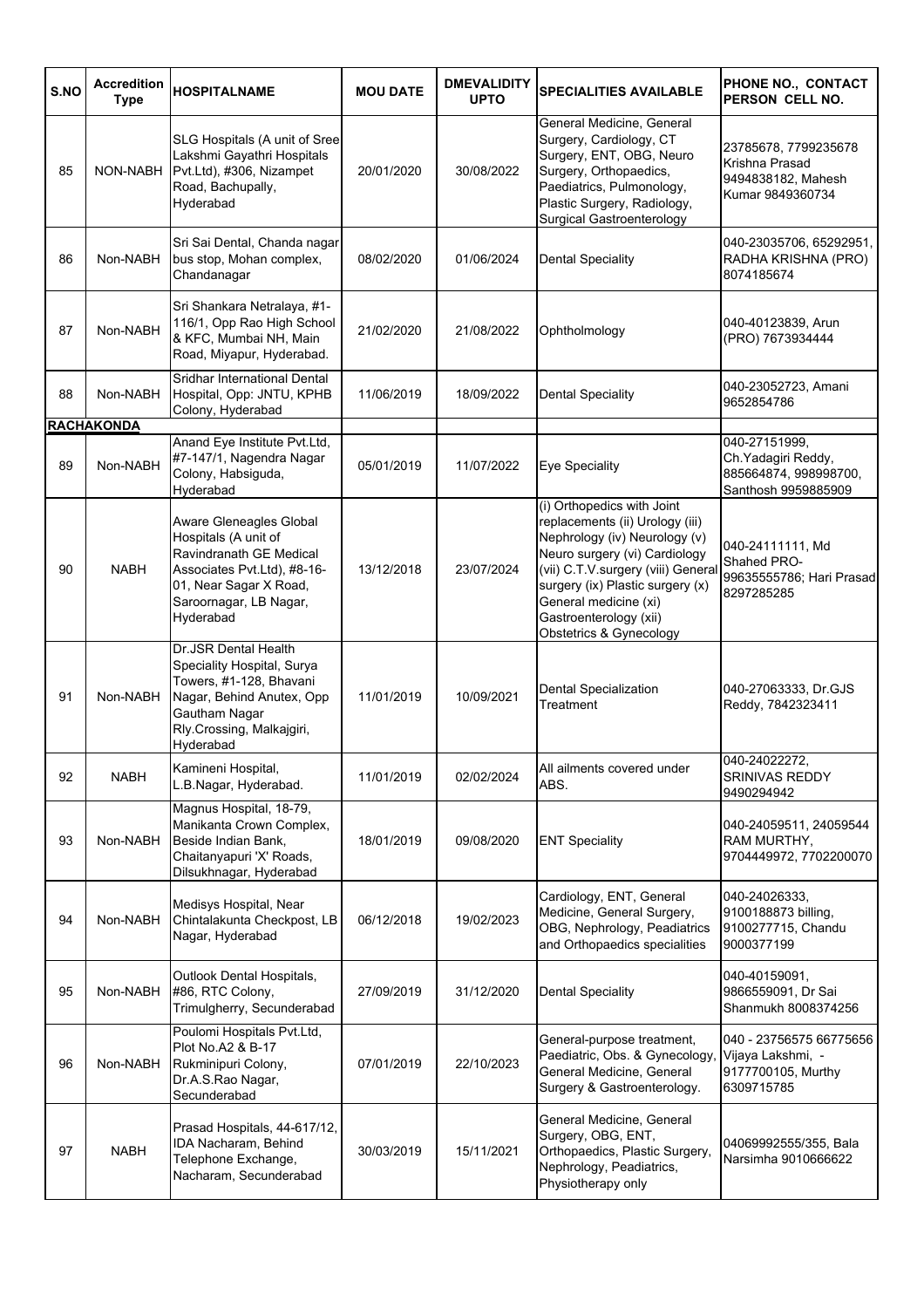| S.NO | Accreditation Type | HOSPITALNAME | MOU DATE | DMEVALIDITY UPTO | SPECIALITIES AVAILABLE | PHONE NO., CONTACT PERSON CELL NO. |
|---|---|---|---|---|---|---|
| 85 | NON-NABH | SLG Hospitals (A unit of Sree Lakshmi Gayathri Hospitals Pvt.Ltd), #306, Nizampet Road, Bachupally, Hyderabad | 20/01/2020 | 30/08/2022 | General Medicine, General Surgery, Cardiology, CT Surgery, ENT, OBG, Neuro Surgery, Orthopaedics, Paediatrics, Pulmonology, Plastic Surgery, Radiology, Surgical Gastroenterology | 23785678, 7799235678 Krishna Prasad 9494838182, Mahesh Kumar 9849360734 |
| 86 | Non-NABH | Sri Sai Dental, Chanda nagar bus stop, Mohan complex, Chandanagar | 08/02/2020 | 01/06/2024 | Dental Speciality | 040-23035706, 65292951, RADHA KRISHNA (PRO) 8074185674 |
| 87 | Non-NABH | Sri Shankara Netralaya, #1-116/1, Opp Rao High School & KFC, Mumbai NH, Main Road, Miyapur, Hyderabad. | 21/02/2020 | 21/08/2022 | Ophtholmology | 040-40123839, Arun (PRO) 7673934444 |
| 88 | Non-NABH | Sridhar International Dental Hospital, Opp: JNTU, KPHB Colony, Hyderabad | 11/06/2019 | 18/09/2022 | Dental Speciality | 040-23052723, Amani 9652854786 |
| **RACHAKONDA** | | | | | | |
| 89 | Non-NABH | Anand Eye Institute Pvt.Ltd, #7-147/1, Nagendra Nagar Colony, Habsiguda, Hyderabad | 05/01/2019 | 11/07/2022 | Eye Speciality | 040-27151999, Ch.Yadagiri Reddy, 885664874, 998998700, Santhosh 9959885909 |
| 90 | NABH | Aware Gleneagles Global Hospitals (A unit of Ravindranath GE Medical Associates Pvt.Ltd), #8-16-01, Near Sagar X Road, Saroornagar, LB Nagar, Hyderabad | 13/12/2018 | 23/07/2024 | (i) Orthopedics with Joint replacements (ii) Urology (iii) Nephrology (iv) Neurology (v) Neuro surgery (vi) Cardiology (vii) C.T.V.surgery (viii) General surgery (ix) Plastic surgery (x) General medicine (xi) Gastroenterology (xii) Obstetrics & Gynecology | 040-24111111, Md Shahed PRO-99635555786; Hari Prasad 8297285285 |
| 91 | Non-NABH | Dr.JSR Dental Health Speciality Hospital, Surya Towers, #1-128, Bhavani Nagar, Behind Anutex, Opp Gautham Nagar Rly.Crossing, Malkajgiri, Hyderabad | 11/01/2019 | 10/09/2021 | Dental Specialization Treatment | 040-27063333, Dr.GJS Reddy, 7842323411 |
| 92 | NABH | Kamineni Hospital, L.B.Nagar, Hyderabad. | 11/01/2019 | 02/02/2024 | All ailments covered under ABS. | 040-24022272, SRINIVAS REDDY 9490294942 |
| 93 | Non-NABH | Magnus Hospital, 18-79, Manikanta Crown Complex, Beside Indian Bank, Chaitanyapuri 'X' Roads, Dilsukhnagar, Hyderabad | 18/01/2019 | 09/08/2020 | ENT Speciality | 040-24059511, 24059544 RAM MURTHY, 9704449972, 7702200070 |
| 94 | Non-NABH | Medisys Hospital, Near Chintalakunta Checkpost, LB Nagar, Hyderabad | 06/12/2018 | 19/02/2023 | Cardiology, ENT, General Medicine, General Surgery, OBG, Nephrology, Peadiatrics and Orthopaedics specialities | 040-24026333, 9100188873 billing, 9100277715, Chandu 9000377199 |
| 95 | Non-NABH | Outlook Dental Hospitals, #86, RTC Colony, Trimulgherry, Secunderabad | 27/09/2019 | 31/12/2020 | Dental Speciality | 040-40159091, 9866559091, Dr Sai Shanmukh 8008374256 |
| 96 | Non-NABH | Poulomi Hospitals Pvt.Ltd, Plot No.A2 & B-17 Rukminipuri Colony, Dr.A.S.Rao Nagar, Secunderabad | 07/01/2019 | 22/10/2023 | General-purpose treatment, Paediatric, Obs. & Gynecology, General Medicine, General Surgery & Gastroenterology. | 040 - 23756575 66775656 Vijaya Lakshmi, - 9177700105, Murthy 6309715785 |
| 97 | NABH | Prasad Hospitals, 44-617/12, IDA Nacharam, Behind Telephone Exchange, Nacharam, Secunderabad | 30/03/2019 | 15/11/2021 | General Medicine, General Surgery, OBG, ENT, Orthopaedics, Plastic Surgery, Nephrology, Peadiatrics, Physiotherapy only | 04069992555/355, Bala Narsimha 9010666622 |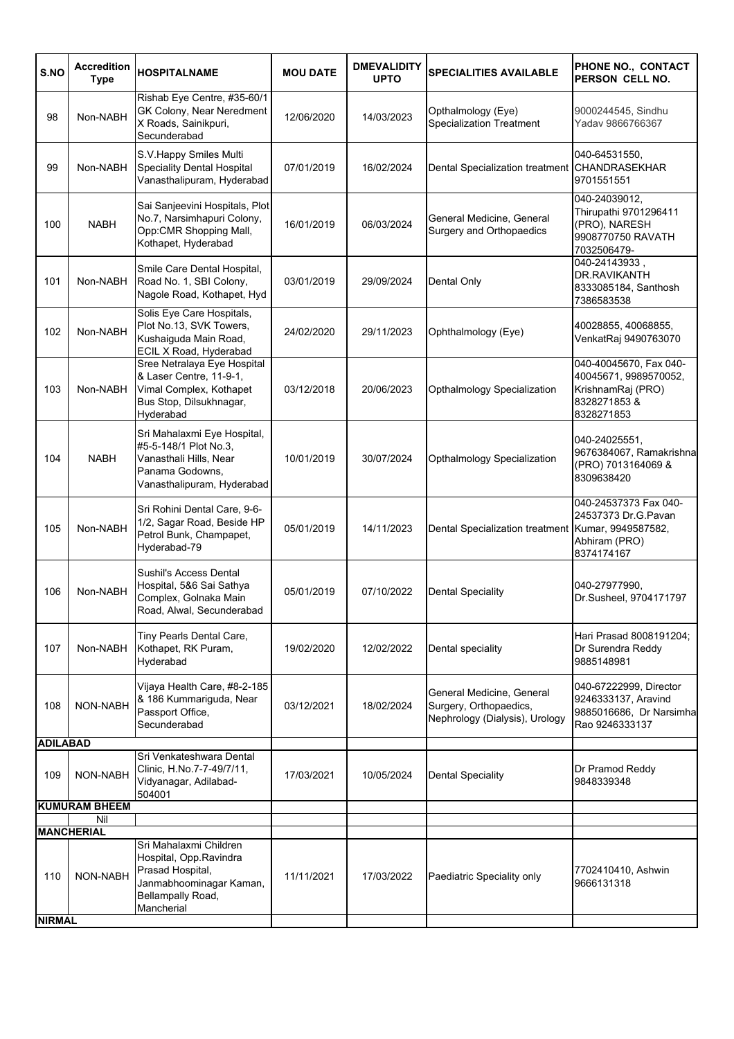| S.NO | Accredition Type | HOSPITALNAME | MOU DATE | DMEVALIDITY UPTO | SPECIALITIES AVAILABLE | PHONE NO., CONTACT PERSON CELL NO. |
|---|---|---|---|---|---|---|
| 98 | Non-NABH | Rishab Eye Centre, #35-60/1 GK Colony, Near Neredment X Roads, Sainikpuri, Secunderabad | 12/06/2020 | 14/03/2023 | Opthalmology (Eye) Specialization Treatment | 9000244545, Sindhu Yadav 9866766367 |
| 99 | Non-NABH | S.V.Happy Smiles Multi Speciality Dental Hospital Vanasthalipuram, Hyderabad | 07/01/2019 | 16/02/2024 | Dental Specialization treatment | 040-64531550, CHANDRASEKHAR 9701551551 |
| 100 | NABH | Sai Sanjeevini Hospitals, Plot No.7, Narsimhapuri Colony, Opp:CMR Shopping Mall, Kothapet, Hyderabad | 16/01/2019 | 06/03/2024 | General Medicine, General Surgery and Orthopaedics | 040-24039012, Thirupathi 9701296411 (PRO), NARESH 9908770750 RAVATH 7032506479- |
| 101 | Non-NABH | Smile Care Dental Hospital, Road No. 1, SBI Colony, Nagole Road, Kothapet, Hyd | 03/01/2019 | 29/09/2024 | Dental Only | 040-24143933 , DR.RAVIKANTH 8333085184, Santhosh 7386583538 |
| 102 | Non-NABH | Solis Eye Care Hospitals, Plot No.13, SVK Towers, Kushaiguda Main Road, ECIL X Road, Hyderabad | 24/02/2020 | 29/11/2023 | Ophthalmology (Eye) | 40028855, 40068855, VenkatRaj 9490763070 |
| 103 | Non-NABH | Sree Netralaya Eye Hospital & Laser Centre, 11-9-1, Vimal Complex, Kothapet Bus Stop, Dilsukhnagar, Hyderabad | 03/12/2018 | 20/06/2023 | Opthalmology Specialization | 040-40045670, Fax 040-40045671, 9989570052, KrishnamRaj (PRO) 8328271853 & 8328271853 |
| 104 | NABH | Sri Mahalaxmi Eye Hospital, #5-5-148/1 Plot No.3, Vanasthali Hills, Near Panama Godowns, Vanasthalipuram, Hyderabad | 10/01/2019 | 30/07/2024 | Opthalmology Specialization | 040-24025551, 9676384067, Ramakrishna (PRO) 7013164069 & 8309638420 |
| 105 | Non-NABH | Sri Rohini Dental Care, 9-6-1/2, Sagar Road, Beside HP Petrol Bunk, Champapet, Hyderabad-79 | 05/01/2019 | 14/11/2023 | Dental Specialization treatment | 040-24537373 Fax 040-24537373 Dr.G.Pavan Kumar, 9949587582, Abhiram (PRO) 8374174167 |
| 106 | Non-NABH | Sushil's Access Dental Hospital, 5&6 Sai Sathya Complex, Golnaka Main Road, Alwal, Secunderabad | 05/01/2019 | 07/10/2022 | Dental Speciality | 040-27977990, Dr.Susheel, 9704171797 |
| 107 | Non-NABH | Tiny Pearls Dental Care, Kothapet, RK Puram, Hyderabad | 19/02/2020 | 12/02/2022 | Dental speciality | Hari Prasad 8008191204; Dr Surendra Reddy 9885148981 |
| 108 | NON-NABH | Vijaya Health Care, #8-2-185 & 186 Kummariguda, Near Passport Office, Secunderabad | 03/12/2021 | 18/02/2024 | General Medicine, General Surgery, Orthopaedics, Nephrology (Dialysis), Urology | 040-67222999, Director 9246333137, Aravind 9885016686, Dr Narsimha Rao 9246333137 |
| **ADILABAD** | | | | | | |
| 109 | NON-NABH | Sri Venkateshwara Dental Clinic, H.No.7-7-49/7/11, Vidyanagar, Adilabad-504001 | 17/03/2021 | 10/05/2024 | Dental Speciality | Dr Pramod Reddy 9848339348 |
| **KUMURAM BHEEM** | | | | | | |
| | Nil | | | | | |
| **MANCHERIAL** | | | | | | |
| 110 | NON-NABH | Sri Mahalaxmi Children Hospital, Opp.Ravindra Prasad Hospital, Janmabhoominagar Kaman, Bellampally Road, Mancherial | 11/11/2021 | 17/03/2022 | Paediatric Speciality only | 7702410410, Ashwin 9666131318 |
| **NIRMAL** | | | | | | |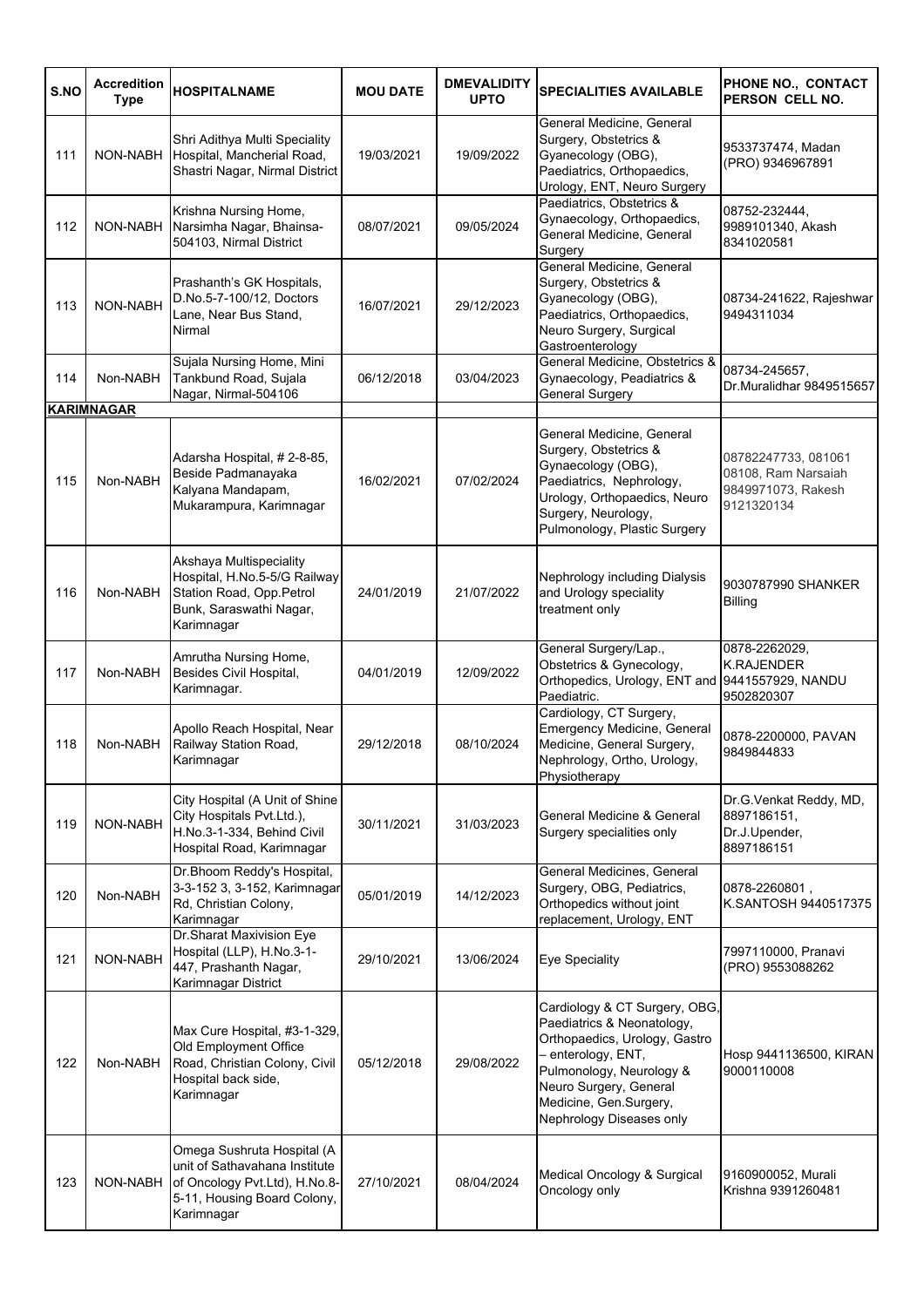| S.NO | Accredition Type | HOSPITALNAME | MOU DATE | DMEVALIDITY UPTO | SPECIALITIES AVAILABLE | PHONE NO., CONTACT PERSON CELL NO. |
|---|---|---|---|---|---|---|
| 111 | NON-NABH | Shri Adithya Multi Speciality Hospital, Mancherial Road, Shastri Nagar, Nirmal District | 19/03/2021 | 19/09/2022 | General Medicine, General Surgery, Obstetrics & Gyanecology (OBG), Paediatrics, Orthopaedics, Urology, ENT, Neuro Surgery | 9533737474, Madan (PRO) 9346967891 |
| 112 | NON-NABH | Krishna Nursing Home, Narsimha Nagar, Bhainsa-504103, Nirmal District | 08/07/2021 | 09/05/2024 | Paediatrics, Obstetrics & Gynaecology, Orthopaedics, General Medicine, General Surgery | 08752-232444, 9989101340, Akash 8341020581 |
| 113 | NON-NABH | Prashanth's GK Hospitals, D.No.5-7-100/12, Doctors Lane, Near Bus Stand, Nirmal | 16/07/2021 | 29/12/2023 | General Medicine, General Surgery, Obstetrics & Gyanecology (OBG), Paediatrics, Orthopaedics, Neuro Surgery, Surgical Gastroenterology | 08734-241622, Rajeshwar 9494311034 |
| 114 | Non-NABH | Sujala Nursing Home, Mini Tankbund Road, Sujala Nagar, Nirmal-504106 | 06/12/2018 | 03/04/2023 | General Medicine, Obstetrics & Gynaecology, Peadiatrics & General Surgery | 08734-245657, Dr.Muralidhar 9849515657 |
| **KARIMNAGAR** | | | | | | |
| 115 | Non-NABH | Adarsha Hospital, # 2-8-85, Beside Padmanayaka Kalyana Mandapam, Mukarampura, Karimnagar | 16/02/2021 | 07/02/2024 | General Medicine, General Surgery, Obstetrics & Gyanecology (OBG), Paediatrics, Nephrology, Urology, Orthopaedics, Neuro Surgery, Neurology, Pulmonology, Plastic Surgery | 08782247733, 081061 08108, Ram Narsaiah 9849971073, Rakesh 9121320134 |
| 116 | Non-NABH | Akshaya Multispeciality Hospital, H.No.5-5/G Railway Station Road, Opp.Petrol Bunk, Saraswathi Nagar, Karimnagar | 24/01/2019 | 21/07/2022 | Nephrology including Dialysis and Urology speciality treatment only | 9030787990 SHANKER Billing |
| 117 | Non-NABH | Amrutha Nursing Home, Besides Civil Hospital, Karimnagar. | 04/01/2019 | 12/09/2022 | General Surgery/Lap., Obstetrics & Gynecology, Orthopedics, Urology, ENT and Paediatric. | 0878-2262029, 9441557929, NANDU 9502820307 |
| 118 | Non-NABH | Apollo Reach Hospital, Near Railway Station Road, Karimnagar | 29/12/2018 | 08/10/2024 | Cardiology, CT Surgery, Emergency Medicine, General Medicine, General Surgery, Nephrology, Ortho, Urology, Physiotherapy | 0878-2200000, PAVAN 9849844833 |
| 119 | NON-NABH | City Hospital (A Unit of Shine City Hospitals Pvt.Ltd.), H.No.3-1-334, Behind Civil Hospital Road, Karimnagar | 30/11/2021 | 31/03/2023 | General Medicine & General Surgery specialities only | Dr.G.Venkat Reddy, MD, 8897186151, Dr.J.Upender, 8897186151 |
| 120 | Non-NABH | Dr.Bhoom Reddy's Hospital, 3-3-152 3, 3-152, Karimnagar Rd, Christian Colony, Karimnagar | 05/01/2019 | 14/12/2023 | General Medicines, General Surgery, OBG, Pediatrics, Orthopedics without joint replacement, Urology, ENT | 0878-2260801, K.SANTOSH 9440517375 |
| 121 | NON-NABH | Dr.Sharat Maxivision Eye Hospital (LLP), H.No.3-1-447, Prashanth Nagar, Karimnagar District | 29/10/2021 | 13/06/2024 | Eye Speciality | 7997110000, Pranavi (PRO) 9553088262 |
| 122 | Non-NABH | Max Cure Hospital, #3-1-329, Old Employment Office Road, Christian Colony, Civil Hospital back side, Karimnagar | 05/12/2018 | 29/08/2022 | Cardiology & CT Surgery, OBG, Paediatrics & Neonatology, Orthopaedics, Urology, Gastro – enterology, ENT, Pulmonology, Neurology & Neuro Surgery, General Medicine, Gen.Surgery, Nephrology Diseases only | Hosp 9441136500, KIRAN 9000110008 |
| 123 | NON-NABH | Omega Sushruta Hospital (A unit of Sathavahana Institute of Oncology Pvt.Ltd), H.No.8-5-11, Housing Board Colony, Karimnagar | 27/10/2021 | 08/04/2024 | Medical Oncology & Surgical Oncology only | 9160900052, Murali Krishna 9391260481 |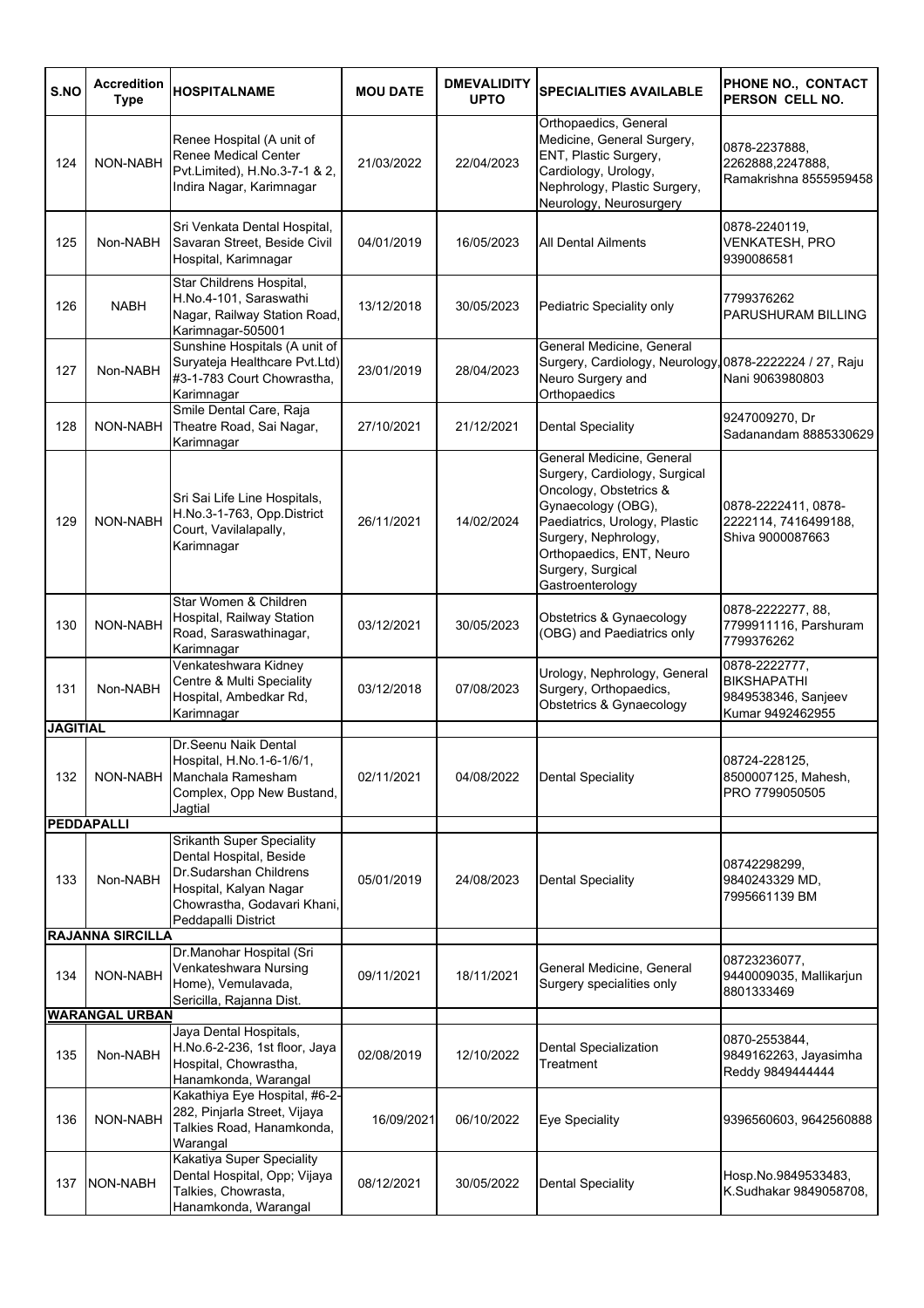| S.NO | Accreditation Type | HOSPITALNAME | MOU DATE | DMEVALIDITY UPTO | SPECIALITIES AVAILABLE | PHONE NO., CONTACT PERSON CELL NO. |
|---|---|---|---|---|---|---|
| 124 | NON-NABH | Renee Hospital (A unit of Renee Medical Center Pvt.Limited), H.No.3-7-1 & 2, Indira Nagar, Karimnagar | 21/03/2022 | 22/04/2023 | Orthopaedics, General Medicine, General Surgery, ENT, Plastic Surgery, Cardiology, Urology, Nephrology, Plastic Surgery, Neurology, Neurosurgery | 0878-2237888, 2262888,2247888, Ramakrishna 8555959458 |
| 125 | Non-NABH | Sri Venkata Dental Hospital, Savaran Street, Beside Civil Hospital, Karimnagar | 04/01/2019 | 16/05/2023 | All Dental Ailments | 0878-2240119, VENKATESH, PRO 9390086581 |
| 126 | NABH | Star Childrens Hospital, H.No.4-101, Saraswathi Nagar, Railway Station Road, Karimnagar-505001 | 13/12/2018 | 30/05/2023 | Pediatric Speciality only | 7799376262 PARUSHURAM BILLING |
| 127 | Non-NABH | Sunshine Hospitals (A unit of Suryateja Healthcare Pvt.Ltd) #3-1-783 Court Chowrastha, Karimnagar | 23/01/2019 | 28/04/2023 | General Medicine, General Surgery, Cardiology, Neurology, Neuro Surgery and Orthopaedics | 0878-2222224 / 27, Raju Nani 9063980803 |
| 128 | NON-NABH | Smile Dental Care, Raja Theatre Road, Sai Nagar, Karimnagar | 27/10/2021 | 21/12/2021 | Dental Speciality | 9247009270, Dr Sadanandam 8885330629 |
| 129 | NON-NABH | Sri Sai Life Line Hospitals, H.No.3-1-763, Opp.District Court, Vavilalapally, Karimnagar | 26/11/2021 | 14/02/2024 | General Medicine, General Surgery, Cardiology, Surgical Oncology, Obstetrics & Gynaecology (OBG), Paediatrics, Urology, Plastic Surgery, Nephrology, Orthopaedics, ENT, Neuro Surgery, Surgical Gastroenterology | 0878-2222411, 0878-2222114, 7416499188, Shiva 9000087663 |
| 130 | NON-NABH | Star Women & Children Hospital, Railway Station Road, Saraswathinagar, Karimnagar | 03/12/2021 | 30/05/2023 | Obstetrics & Gynaecology (OBG) and Paediatrics only | 0878-2222277, 88, 7799911116, Parshuram 7799376262 |
| 131 | Non-NABH | Venkateshwara Kidney Centre & Multi Speciality Hospital, Ambedkar Rd, Karimnagar | 03/12/2018 | 07/08/2023 | Urology, Nephrology, General Surgery, Orthopaedics, Obstetrics & Gynaecology | 0878-2222777, BIKSHAPATHI 9849538346, Sanjeev Kumar 9492462955 |
| **JAGITIAL** | | | | | | |
| 132 | NON-NABH | Dr.Seenu Naik Dental Hospital, H.No.1-6-1/6/1, Manchala Ramesham Complex, Opp New Bustand, Jagtial | 02/11/2021 | 04/08/2022 | Dental Speciality | 08724-228125, 8500007125, Mahesh, PRO 7799050505 |
| **PEDDAPALLI** | | | | | | |
| 133 | Non-NABH | Srikanth Super Speciality Dental Hospital, Beside Dr.Sudarshan Childrens Hospital, Kalyan Nagar Chowrastha, Godavari Khani, Peddapalli District | 05/01/2019 | 24/08/2023 | Dental Speciality | 08742298299, 9840243329 MD, 7995661139 BM |
| **RAJANNA SIRCILLA** | | | | | | |
| 134 | NON-NABH | Dr.Manohar Hospital (Sri Venkateshwara Nursing Home), Vemulavada, Sericilla, Rajanna Dist. | 09/11/2021 | 18/11/2021 | General Medicine, General Surgery specialities only | 08723236077, 9440009035, Mallikarjun 8801333469 |
| **WARANGAL URBAN** | | | | | | |
| 135 | Non-NABH | Jaya Dental Hospitals, H.No.6-2-236, 1st floor, Jaya Hospital, Chowrastha, Hanamkonda, Warangal | 02/08/2019 | 12/10/2022 | Dental Specialization Treatment | 0870-2553844, 9849162263, Jayasimha Reddy 9849444444 |
| 136 | NON-NABH | Kakathiya Eye Hospital, #6-2-282, Pinjarla Street, Vijaya Talkies Road, Hanamkonda, Warangal | 16/09/2021 | 06/10/2022 | Eye Speciality | 9396560603, 9642560888 |
| 137 | NON-NABH | Kakatiya Super Speciality Dental Hospital, Opp; Vijaya Talkies, Chowrasta, Hanamkonda, Warangal | 08/12/2021 | 30/05/2022 | Dental Speciality | Hosp.No.9849533483, K.Sudhakar 9849058708, |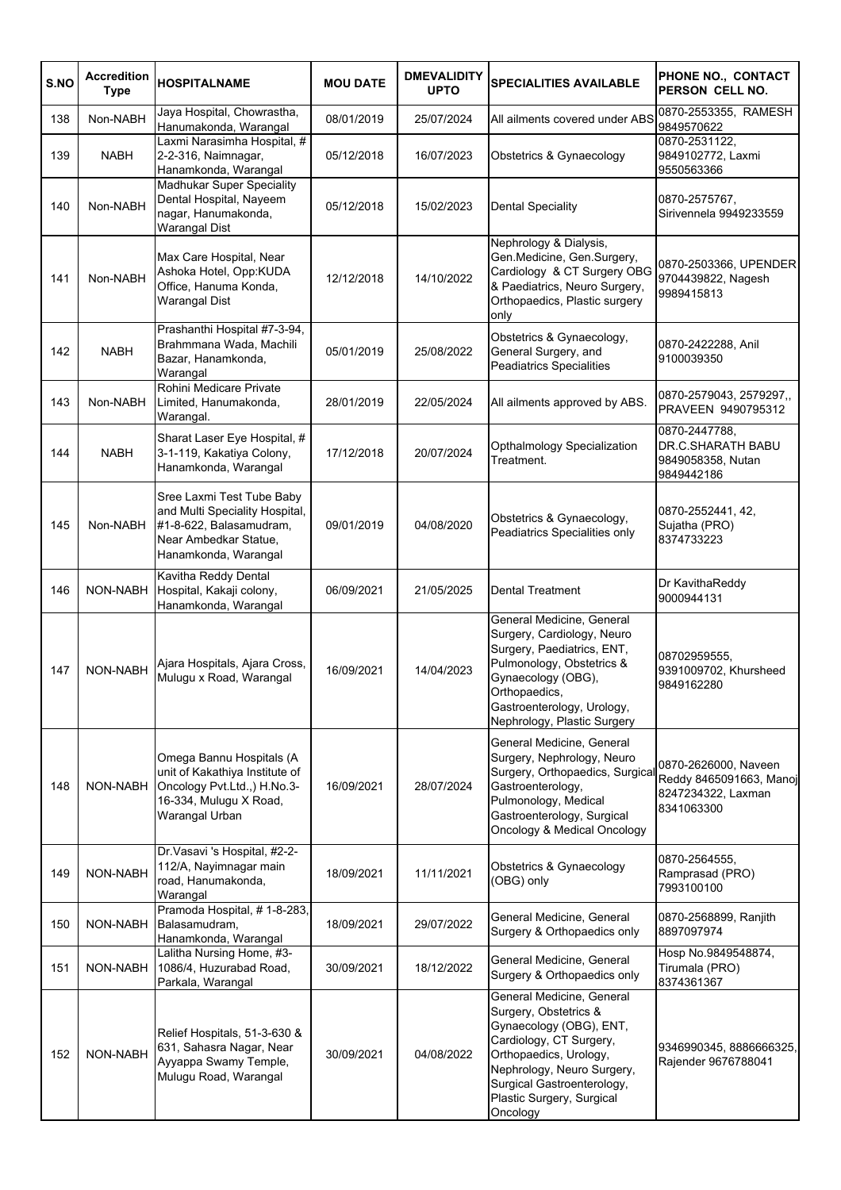| S.NO | Accredition Type | HOSPITALNAME | MOU DATE | DMEVALIDITY UPTO | SPECIALITIES AVAILABLE | PHONE NO., CONTACT PERSON CELL NO. |
|---|---|---|---|---|---|---|
| 138 | Non-NABH | Jaya Hospital, Chowrastha, Hanumakonda, Warangal | 08/01/2019 | 25/07/2024 | All ailments covered under ABS | 0870-2553355, RAMESH 9849570622 |
| 139 | NABH | Laxmi Narasimha Hospital, # 2-2-316, Naimnagar, Hanamkonda, Warangal | 05/12/2018 | 16/07/2023 | Obstetrics & Gynaecology | 0870-2531122, 9849102772, Laxmi 9550563366 |
| 140 | Non-NABH | Madhukar Super Speciality Dental Hospital, Nayeem nagar, Hanumakonda, Warangal Dist | 05/12/2018 | 15/02/2023 | Dental Speciality | 0870-2575767, Sirivennela 9949233559 |
| 141 | Non-NABH | Max Care Hospital, Near Ashoka Hotel, Opp:KUDA Office, Hanuma Konda, Warangal Dist | 12/12/2018 | 14/10/2022 | Nephrology & Dialysis, Gen.Medicine, Gen.Surgery, Cardiology & CT Surgery OBG & Paediatrics, Neuro Surgery, Orthopaedics, Plastic surgery only | 0870-2503366, UPENDER 9704439822, Nagesh 9989415813 |
| 142 | NABH | Prashanthi Hospital #7-3-94, Brahmmana Wada, Machili Bazar, Hanamkonda, Warangal | 05/01/2019 | 25/08/2022 | Obstetrics & Gynaecology, General Surgery, and Peadiatrics Specialities | 0870-2422288, Anil 9100039350 |
| 143 | Non-NABH | Rohini Medicare Private Limited, Hanumakonda, Warangal. | 28/01/2019 | 22/05/2024 | All ailments approved by ABS. | 0870-2579043, 2579297,, PRAVEEN 9490795312 |
| 144 | NABH | Sharat Laser Eye Hospital, # 3-1-119, Kakatiya Colony, Hanamkonda, Warangal | 17/12/2018 | 20/07/2024 | Opthalmology Specialization Treatment. | 0870-2447788, DR.C.SHARATH BABU 9849058358, Nutan 9849442186 |
| 145 | Non-NABH | Sree Laxmi Test Tube Baby and Multi Speciality Hospital, #1-8-622, Balasamudram, Near Ambedkar Statue, Hanamkonda, Warangal | 09/01/2019 | 04/08/2020 | Obstetrics & Gynaecology, Peadiatrics Specialities only | 0870-2552441, 42, Sujatha (PRO) 8374733223 |
| 146 | NON-NABH | Kavitha Reddy Dental Hospital, Kakaji colony, Hanamkonda, Warangal | 06/09/2021 | 21/05/2025 | Dental Treatment | Dr KavithaReddy 9000944131 |
| 147 | NON-NABH | Ajara Hospitals, Ajara Cross, Mulugu x Road, Warangal | 16/09/2021 | 14/04/2023 | General Medicine, General Surgery, Cardiology, Neuro Surgery, Paediatrics, ENT, Pulmonology, Obstetrics & Gynaecology (OBG), Orthopaedics, Gastroenterology, Urology, Nephrology, Plastic Surgery | 08702959555, 9391009702, Khursheed 9849162280 |
| 148 | NON-NABH | Omega Bannu Hospitals (A unit of Kakathiya Institute of Oncology Pvt.Ltd.,) H.No.3-16-334, Mulugu X Road, Warangal Urban | 16/09/2021 | 28/07/2024 | General Medicine, General Surgery, Nephrology, Neuro Surgery, Orthopaedics, Surgical Gastroenterology, Pulmonology, Medical Gastroenterology, Surgical Oncology & Medical Oncology | 0870-2626000, Naveen Reddy 8465091663, Manoj 8247234322, Laxman 8341063300 |
| 149 | NON-NABH | Dr.Vasavi 's Hospital, #2-2-112/A, Nayimnagar main road, Hanumakonda, Warangal | 18/09/2021 | 11/11/2021 | Obstetrics & Gynaecology (OBG) only | 0870-2564555, Ramprasad (PRO) 7993100100 |
| 150 | NON-NABH | Pramoda Hospital, # 1-8-283, Balasamudram, Hanamkonda, Warangal | 18/09/2021 | 29/07/2022 | General Medicine, General Surgery & Orthopaedics only | 0870-2568899, Ranjith 8897097974 |
| 151 | NON-NABH | Lalitha Nursing Home, #3-1086/4, Huzurabad Road, Parkala, Warangal | 30/09/2021 | 18/12/2022 | General Medicine, General Surgery & Orthopaedics only | Hosp No.9849548874, Tirumala (PRO) 8374361367 |
| 152 | NON-NABH | Relief Hospitals, 51-3-630 & 631, Sahasra Nagar, Near Ayyappa Swamy Temple, Mulugu Road, Warangal | 30/09/2021 | 04/08/2022 | General Medicine, General Surgery, Obstetrics & Gynaecology (OBG), ENT, Cardiology, CT Surgery, Orthopaedics, Urology, Nephrology, Neuro Surgery, Surgical Gastroenterology, Plastic Surgery, Surgical Oncology | 9346990345, 8886666325, Rajender 9676788041 |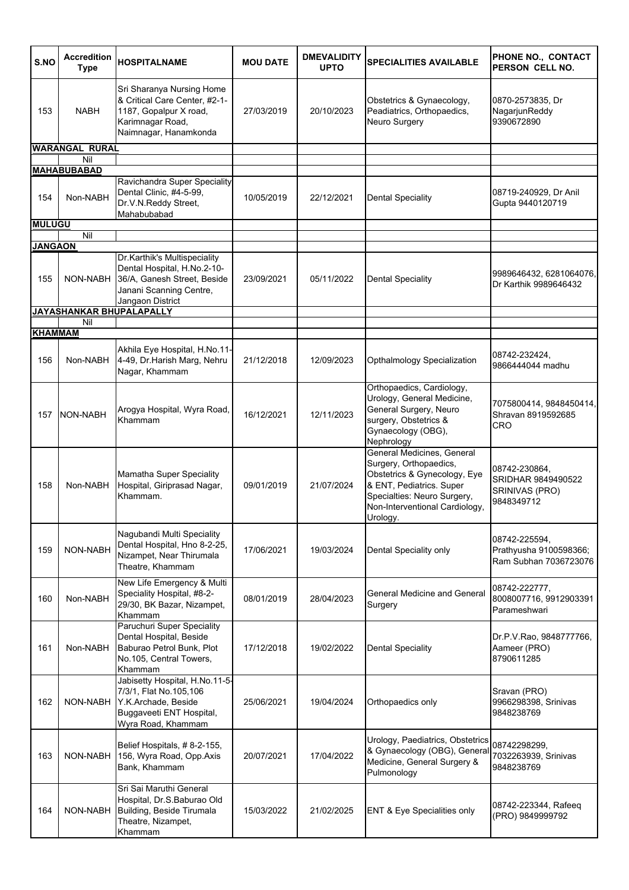| S.NO | Accredition Type | HOSPITALNAME | MOU DATE | DMEVALIDITY UPTO | SPECIALITIES AVAILABLE | PHONE NO., CONTACT PERSON CELL NO. |
|---|---|---|---|---|---|---|
| 153 | NABH | Sri Sharanya Nursing Home & Critical Care Center, #2-1-1187, Gopalpur X road, Karimnagar Road, Naimnagar, Hanamkonda | 27/03/2019 | 20/10/2023 | Obstetrics & Gynaecology, Peadiatrics, Orthopaedics, Neuro Surgery | 0870-2573835, Dr NagarjunReddy 9390672890 |
| **WARANGAL RURAL** | | | | | | |
| | Nil | | | | | |
| **MAHABUBABAD** | | | | | | |
| 154 | Non-NABH | Ravichandra Super Speciality Dental Clinic, #4-5-99, Dr.V.N.Reddy Street, Mahabubabad | 10/05/2019 | 22/12/2021 | Dental Speciality | 08719-240929, Dr Anil Gupta 9440120719 |
| **MULUGU** | | | | | | |
| | Nil | | | | | |
| **JANGAON** | | | | | | |
| 155 | NON-NABH | Dr.Karthik's Multispeciality Dental Hospital, H.No.2-10-36/A, Ganesh Street, Beside Janani Scanning Centre, Jangaon District | 23/09/2021 | 05/11/2022 | Dental Speciality | 9989646432, 6281064076, Dr Karthik 9989646432 |
| **JAYASHANKAR BHUPALAPALLY** | | | | | | |
| | Nil | | | | | |
| **KHAMMAM** | | | | | | |
| 156 | Non-NABH | Akhila Eye Hospital, H.No.11-4-49, Dr.Harish Marg, Nehru Nagar, Khammam | 21/12/2018 | 12/09/2023 | Opthalmology Specialization | 08742-232424, 9866444044 madhu |
| 157 | NON-NABH | Arogya Hospital, Wyra Road, Khammam | 16/12/2021 | 12/11/2023 | Orthopaedics, Cardiology, Urology, General Medicine, General Surgery, Neuro surgery, Obstetrics & Gynaecology (OBG), Nephrology | 7075800414, 9848450414, Shravan 8919592685 CRO |
| 158 | Non-NABH | Mamatha Super Speciality Hospital, Giriprasad Nagar, Khammam. | 09/01/2019 | 21/07/2024 | General Medicines, General Surgery, Orthopaedics, Obstetrics & Gynecology, Eye & ENT, Pediatrics. Super Specialties: Neuro Surgery, Non-Interventional Cardiology, Urology. | 08742-230864, SRIDHAR 9849490522 SRINIVAS (PRO) 9848349712 |
| 159 | NON-NABH | Nagubandi Multi Speciality Dental Hospital, Hno 8-2-25, Nizampet, Near Thirumala Theatre, Khammam | 17/06/2021 | 19/03/2024 | Dental Speciality only | 08742-225594, Prathyusha 9100598366; Ram Subhan 7036723076 |
| 160 | Non-NABH | New Life Emergency & Multi Speciality Hospital, #8-2-29/30, BK Bazar, Nizampet, Khammam | 08/01/2019 | 28/04/2023 | General Medicine and General Surgery | 08742-222777, 8008007716, 9912903391 Parameshwari |
| 161 | Non-NABH | Paruchuri Super Speciality Dental Hospital, Beside Baburao Petrol Bunk, Plot No.105, Central Towers, Khammam | 17/12/2018 | 19/02/2022 | Dental Speciality | Dr.P.V.Rao, 9848777766, Aameer (PRO) 8790611285 |
| 162 | NON-NABH | Jabisetty Hospital, H.No.11-5-7/3/1, Flat No.105,106 Y.K.Archade, Beside Buggaveeti ENT Hospital, Wyra Road, Khammam | 25/06/2021 | 19/04/2024 | Orthopaedics only | Sravan (PRO) 9966298398, Srinivas 9848238769 |
| 163 | NON-NABH | Belief Hospitals, # 8-2-155, 156, Wyra Road, Opp.Axis Bank, Khammam | 20/07/2021 | 17/04/2022 | Urology, Paediatrics, Obstetrics & Gynaecology (OBG), General Medicine, General Surgery & Pulmonology | 08742298299, 7032263939, Srinivas 9848238769 |
| 164 | NON-NABH | Sri Sai Maruthi General Hospital, Dr.S.Baburao Old Building, Beside Tirumala Theatre, Nizampet, Khammam | 15/03/2022 | 21/02/2025 | ENT & Eye Specialities only | 08742-223344, Rafeeq (PRO) 9849999792 |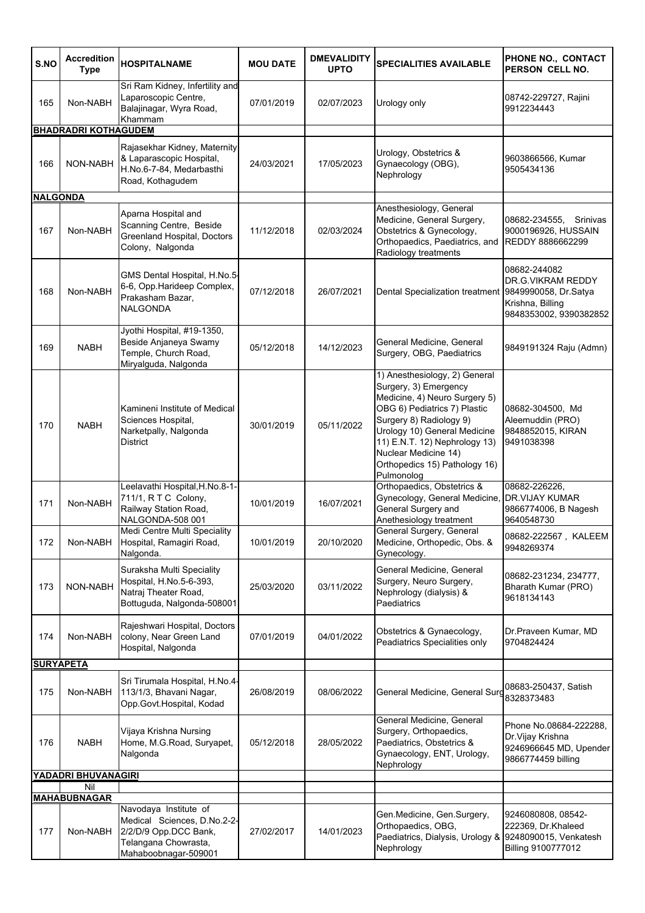| S.NO | Accreditation Type | HOSPITALNAME | MOU DATE | DMEVALIDITY UPTO | SPECIALITIES AVAILABLE | PHONE NO., CONTACT PERSON CELL NO. |
|---|---|---|---|---|---|---|
| 165 | Non-NABH | Sri Ram Kidney, Infertility and Laparoscopic Centre, Balajinagar, Wyra Road, Khammam | 07/01/2019 | 02/07/2023 | Urology only | 08742-229727, Rajini 9912234443 |
| **BHADRADRI KOTHAGUDEM** | | | | | | |
| 166 | NON-NABH | Rajasekhar Kidney, Maternity & Laparascopic Hospital, H.No.6-7-84, Medarbasthi Road, Kothagudem | 24/03/2021 | 17/05/2023 | Urology, Obstetrics & Gynaecology (OBG), Nephrology | 9603866566, Kumar 9505434136 |
| **NALGONDA** | | | | | | |
| 167 | Non-NABH | Aparna Hospital and Scanning Centre, Beside Greenland Hospital, Doctors Colony, Nalgonda | 11/12/2018 | 02/03/2024 | Anesthesiology, General Medicine, General Surgery, Obstetrics & Gynecology, Orthopaedics, Paediatrics, and Radiology treatments | 08682-234555, Srinivas 9000196926, HUSSAIN REDDY 8886662299 |
| 168 | Non-NABH | GMS Dental Hospital, H.No.5-6-6, Opp.Harideep Complex, Prakasham Bazar, NALGONDA | 07/12/2018 | 26/07/2021 | Dental Specialization treatment | 08682-244082 DR.G.VIKRAM REDDY 9849990058, Dr.Satya Krishna, Billing 9848353002, 9390382852 |
| 169 | NABH | Jyothi Hospital, #19-1350, Beside Anjaneya Swamy Temple, Church Road, Miryalguda, Nalgonda | 05/12/2018 | 14/12/2023 | General Medicine, General Surgery, OBG, Paediatrics | 9849191324 Raju (Admn) |
| 170 | NABH | Kamineni Institute of Medical Sciences Hospital, Narketpally, Nalgonda District | 30/01/2019 | 05/11/2022 | 1) Anesthesiology, 2) General Surgery, 3) Emergency Medicine, 4) Neuro Surgery 5) OBG 6) Pediatrics 7) Plastic Surgery 8) Radiology 9) Urology 10) General Medicine 11) E.N.T. 12) Nephrology 13) Nuclear Medicine 14) Orthopedics 15) Pathology 16) Pulmonolog | 08682-304500, Md Aleemuddin (PRO) 9848852015, KIRAN 9491038398 |
| 171 | Non-NABH | Leelavathi Hospital,H.No.8-1-711/1, R T C Colony, Railway Station Road, NALGONDA-508 001 | 10/01/2019 | 16/07/2021 | Orthopaedics, Obstetrics & Gynecology, General Medicine, General Surgery and Anethesiology treatment | 08682-226226, DR.VIJAY KUMAR 9866774006, B Nagesh 9640548730 |
| 172 | Non-NABH | Medi Centre Multi Speciality Hospital, Ramagiri Road, Nalgonda. | 10/01/2019 | 20/10/2020 | General Surgery, General Medicine, Orthopedic, Obs. & Gynecology. | 08682-222567 , KALEEM 9948269374 |
| 173 | NON-NABH | Suraksha Multi Speciality Hospital, H.No.5-6-393, Natraj Theater Road, Bottuguda, Nalgonda-508001 | 25/03/2020 | 03/11/2022 | General Medicine, General Surgery, Neuro Surgery, Nephrology (dialysis) & Paediatrics | 08682-231234, 234777, Bharath Kumar (PRO) 9618134143 |
| 174 | Non-NABH | Rajeshwari Hospital, Doctors colony, Near Green Land Hospital, Nalgonda | 07/01/2019 | 04/01/2022 | Obstetrics & Gynaecology, Peadiatrics Specialities only | Dr.Praveen Kumar, MD 9704824424 |
| **SURYAPETA** | | | | | | |
| 175 | Non-NABH | Sri Tirumala Hospital, H.No.4-113/1/3, Bhavani Nagar, Opp.Govt.Hospital, Kodad | 26/08/2019 | 08/06/2022 | General Medicine, General Surg | 08683-250437, Satish 8328373483 |
| 176 | NABH | Vijaya Krishna Nursing Home, M.G.Road, Suryapet, Nalgonda | 05/12/2018 | 28/05/2022 | General Medicine, General Surgery, Orthopaedics, Paediatrics, Obstetrics & Gynaecology, ENT, Urology, Nephrology | Phone No.08684-222288, Dr.Vijay Krishna 9246966645 MD, Upender 9866774459 billing |
| **YADADRI BHUVANAGIRI** | | | | | | |
| | Nil | | | | | |
| **MAHABUBNAGAR** | | | | | | |
| 177 | Non-NABH | Navodaya Institute of Medical Sciences, D.No.2-2-2/2/D/9 Opp.DCC Bank, Telangana Chowrasta, Mahaboobnagar-509001 | 27/02/2017 | 14/01/2023 | Gen.Medicine, Gen.Surgery, Orthopaedics, OBG, Paediatrics, Dialysis, Urology & Nephrology | 9246080808, 08542-222369, Dr.Khaleed 9248090015, Venkatesh Billing 9100777012 |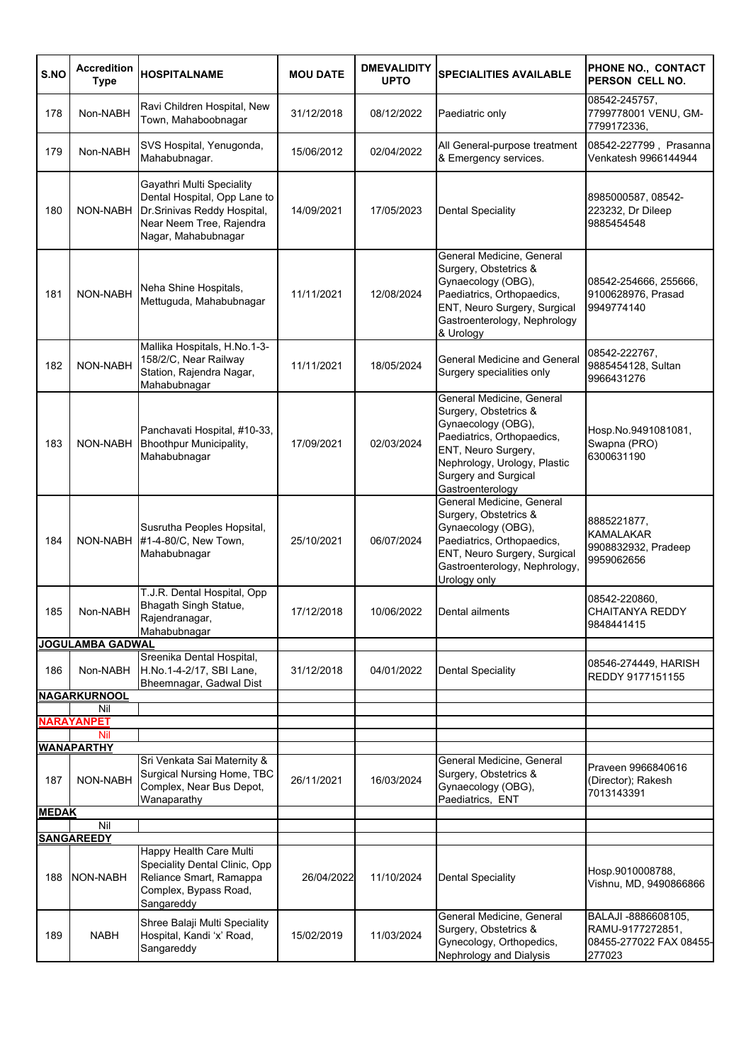| S.NO | Accreditation Type | HOSPITALNAME | MOU DATE | DMEVALIDITY UPTO | SPECIALITIES AVAILABLE | PHONE NO., CONTACT PERSON CELL NO. |
|---|---|---|---|---|---|---|
| 178 | Non-NABH | Ravi Children Hospital, New Town, Mahaboobnagar | 31/12/2018 | 08/12/2022 | Paediatric only | 08542-245757, 7799778001 VENU, GM-7799172336, |
| 179 | Non-NABH | SVS Hospital, Yenugonda, Mahabubnagar. | 15/06/2012 | 02/04/2022 | All General-purpose treatment & Emergency services. | 08542-227799 , Prasanna Venkatesh 9966144944 |
| 180 | NON-NABH | Gayathri Multi Speciality Dental Hospital, Opp Lane to Dr.Srinivas Reddy Hospital, Near Neem Tree, Rajendra Nagar, Mahabubnagar | 14/09/2021 | 17/05/2023 | Dental Speciality | 8985000587, 08542-223232, Dr Dileep 9885454548 |
| 181 | NON-NABH | Neha Shine Hospitals, Mettuguda, Mahabubnagar | 11/11/2021 | 12/08/2024 | General Medicine, General Surgery, Obstetrics & Gynaecology (OBG), Paediatrics, Orthopaedics, ENT, Neuro Surgery, Surgical Gastroenterology, Nephrology & Urology | 08542-254666, 255666, 9100628976, Prasad 9949774140 |
| 182 | NON-NABH | Mallika Hospitals, H.No.1-3-158/2/C, Near Railway Station, Rajendra Nagar, Mahabubnagar | 11/11/2021 | 18/05/2024 | General Medicine and General Surgery specialities only | 08542-222767, 9885454128, Sultan 9966431276 |
| 183 | NON-NABH | Panchavati Hospital, #10-33, Bhoothpur Municipality, Mahabubnagar | 17/09/2021 | 02/03/2024 | General Medicine, General Surgery, Obstetrics & Gynaecology (OBG), Paediatrics, Orthopaedics, ENT, Neuro Surgery, Nephrology, Urology, Plastic Surgery and Surgical Gastroenterology | Hosp.No.9491081081, Swapna (PRO) 6300631190 |
| 184 | NON-NABH | Susrutha Peoples Hopsital, #1-4-80/C, New Town, Mahabubnagar | 25/10/2021 | 06/07/2024 | General Medicine, General Surgery, Obstetrics & Gynaecology (OBG), Paediatrics, Orthopaedics, ENT, Neuro Surgery, Surgical Gastroenterology, Nephrology, Urology only | 8885221877, KAMALAKAR 9908832932, Pradeep 9959062656 |
| 185 | Non-NABH | T.J.R. Dental Hospital, Opp Bhagath Singh Statue, Rajendranagar, Mahabubnagar | 17/12/2018 | 10/06/2022 | Dental ailments | 08542-220860, CHAITANYA REDDY 9848441415 |
| **JOGULAMBA GADWAL** | | | | | | |
| 186 | Non-NABH | Sreenika Dental Hospital, H.No.1-4-2/17, SBI Lane, Bheemnagar, Gadwal Dist | 31/12/2018 | 04/01/2022 | Dental Speciality | 08546-274449, HARISH REDDY 9177151155 |
| **NAGARKURNOOL** | | | | | | |
| | Nil | | | | | |
| **NARAYANPET** | | | | | | |
| | Nil | | | | | |
| **WANAPARTHY** | | | | | | |
| 187 | NON-NABH | Sri Venkata Sai Maternity & Surgical Nursing Home, TBC Complex, Near Bus Depot, Wanaparathy | 26/11/2021 | 16/03/2024 | General Medicine, General Surgery, Obstetrics & Gynaecology (OBG), Paediatrics, ENT | Praveen 9966840616 (Director); Rakesh 7013143391 |
| **MEDAK** | | | | | | |
| | Nil | | | | | |
| **SANGAREEDY** | | | | | | |
| 188 | NON-NABH | Happy Health Care Multi Speciality Dental Clinic, Opp Reliance Smart, Ramappa Complex, Bypass Road, Sangareddy | 26/04/2022 | 11/10/2024 | Dental Speciality | Hosp.9010008788, Vishnu, MD, 9490866866 |
| 189 | NABH | Shree Balaji Multi Speciality Hospital, Kandi 'x' Road, Sangareddy | 15/02/2019 | 11/03/2024 | General Medicine, General Surgery, Obstetrics & Gynecology, Orthopedics, Nephrology and Dialysis | BALAJI -8886608105, RAMU-9177272851, 08455-277022 FAX 08455-277023 |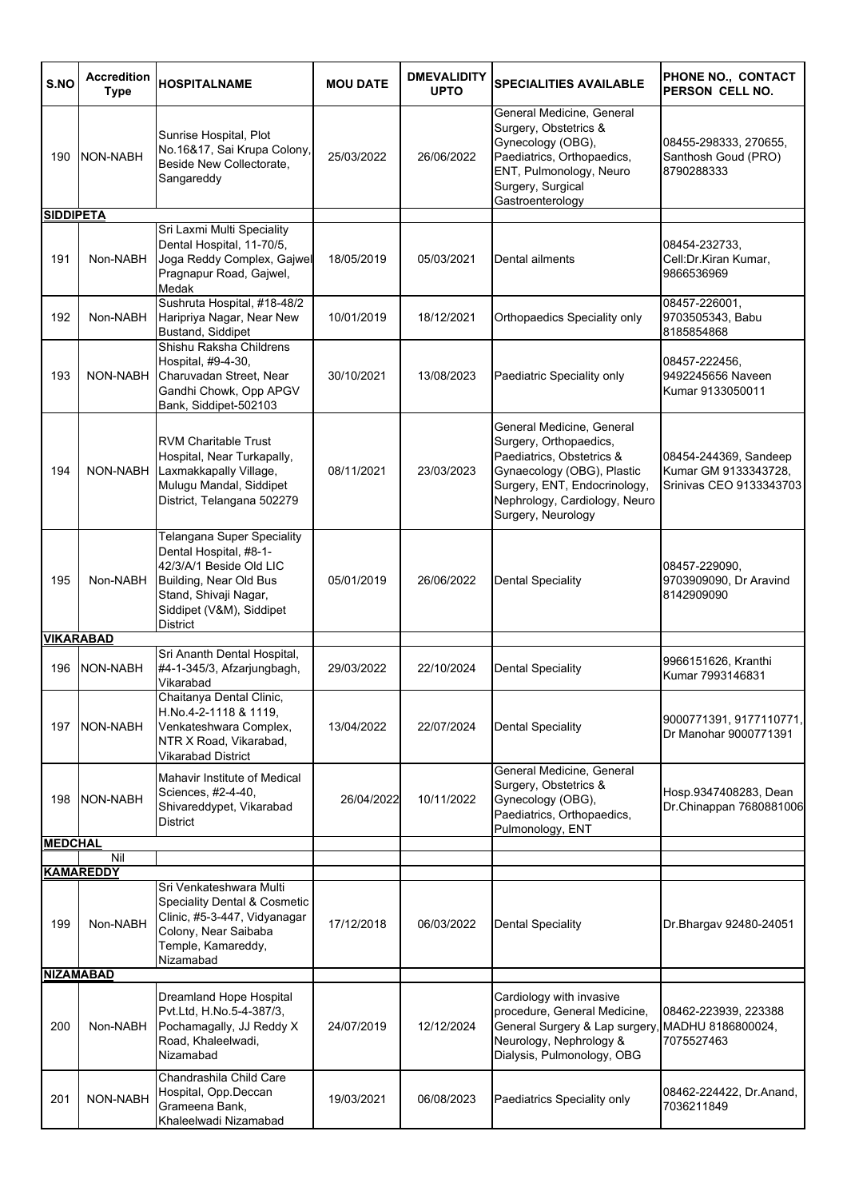| S.NO | Accreditation Type | HOSPITALNAME | MOU DATE | DMEVALIDITY UPTO | SPECIALITIES AVAILABLE | PHONE NO., CONTACT PERSON CELL NO. |
|---|---|---|---|---|---|---|
| 190 | NON-NABH | Sunrise Hospital, Plot No.16&17, Sai Krupa Colony, Beside New Collectorate, Sangareddy | 25/03/2022 | 26/06/2022 | General Medicine, General Surgery, Obstetrics & Gynecology (OBG), Paediatrics, Orthopaedics, ENT, Pulmonology, Neuro Surgery, Surgical Gastroenterology | 08455-298333, 270655, Santhosh Goud (PRO) 8790288333 |
| **SIDDIPETA** | | | | | | |
| 191 | Non-NABH | Sri Laxmi Multi Speciality Dental Hospital, 11-70/5, Joga Reddy Complex, Gajwel Pragnapur Road, Gajwel, Medak | 18/05/2019 | 05/03/2021 | Dental ailments | 08454-232733, Cell:Dr.Kiran Kumar, 9866536969 |
| 192 | Non-NABH | Sushruta Hospital, #18-48/2 Haripriya Nagar, Near New Bustand, Siddipet | 10/01/2019 | 18/12/2021 | Orthopaedics Speciality only | 08457-226001, 9703505343, Babu 8185854868 |
| 193 | NON-NABH | Shishu Raksha Childrens Hospital, #9-4-30, Charuvadan Street, Near Gandhi Chowk, Opp APGV Bank, Siddipet-502103 | 30/10/2021 | 13/08/2023 | Paediatric Speciality only | 08457-222456, 9492245656 Naveen Kumar 9133050011 |
| 194 | NON-NABH | RVM Charitable Trust Hospital, Near Turkapally, Laxmakkapally Village, Mulugu Mandal, Siddipet District, Telangana 502279 | 08/11/2021 | 23/03/2023 | General Medicine, General Surgery, Orthopaedics, Paediatrics, Obstetrics & Gynaecology (OBG), Plastic Surgery, ENT, Endocrinology, Nephrology, Cardiology, Neuro Surgery, Neurology | 08454-244369, Sandeep Kumar GM 9133343728, Srinivas CEO 9133343703 |
| 195 | Non-NABH | Telangana Super Speciality Dental Hospital, #8-1-42/3/A/1 Beside Old LIC Building, Near Old Bus Stand, Shivaji Nagar, Siddipet (V&M), Siddipet District | 05/01/2019 | 26/06/2022 | Dental Speciality | 08457-229090, 9703909090, Dr Aravind 8142909090 |
| **VIKARABAD** | | | | | | |
| 196 | NON-NABH | Sri Ananth Dental Hospital, #4-1-345/3, Afzarjungbagh, Vikarabad | 29/03/2022 | 22/10/2024 | Dental Speciality | 9966151626, Kranthi Kumar 7993146831 |
| 197 | NON-NABH | Chaitanya Dental Clinic, H.No.4-2-1118 & 1119, Venkateshwara Complex, NTR X Road, Vikarabad, Vikarabad District | 13/04/2022 | 22/07/2024 | Dental Speciality | 9000771391, 9177110771, Dr Manohar 9000771391 |
| 198 | NON-NABH | Mahavir Institute of Medical Sciences, #2-4-40, Shivareddypet, Vikarabad District | 26/04/2022 | 10/11/2022 | General Medicine, General Surgery, Obstetrics & Gynecology (OBG), Paediatrics, Orthopaedics, Pulmonology, ENT | Hosp.9347408283, Dean Dr.Chinappan 7680881006 |
| **MEDCHAL** | | | | | | |
| | Nil | | | | | |
| **KAMAREDDY** | | | | | | |
| 199 | Non-NABH | Sri Venkateshwara Multi Speciality Dental & Cosmetic Clinic, #5-3-447, Vidyanagar Colony, Near Saibaba Temple, Kamareddy, Nizamabad | 17/12/2018 | 06/03/2022 | Dental Speciality | Dr.Bhargav 92480-24051 |
| **NIZAMABAD** | | | | | | |
| 200 | Non-NABH | Dreamland Hope Hospital Pvt.Ltd, H.No.5-4-387/3, Pochamagally, JJ Reddy X Road, Khaleelwadi, Nizamabad | 24/07/2019 | 12/12/2024 | Cardiology with invasive procedure, General Medicine, General Surgery & Lap surgery, Neurology, Nephrology & Dialysis, Pulmonology, OBG | 08462-223939, 223388 MADHU 8186800024, 7075527463 |
| 201 | NON-NABH | Chandrashila Child Care Hospital, Opp.Deccan Grameena Bank, Khaleelwadi Nizamabad | 19/03/2021 | 06/08/2023 | Paediatrics Speciality only | 08462-224422, Dr.Anand, 7036211849 |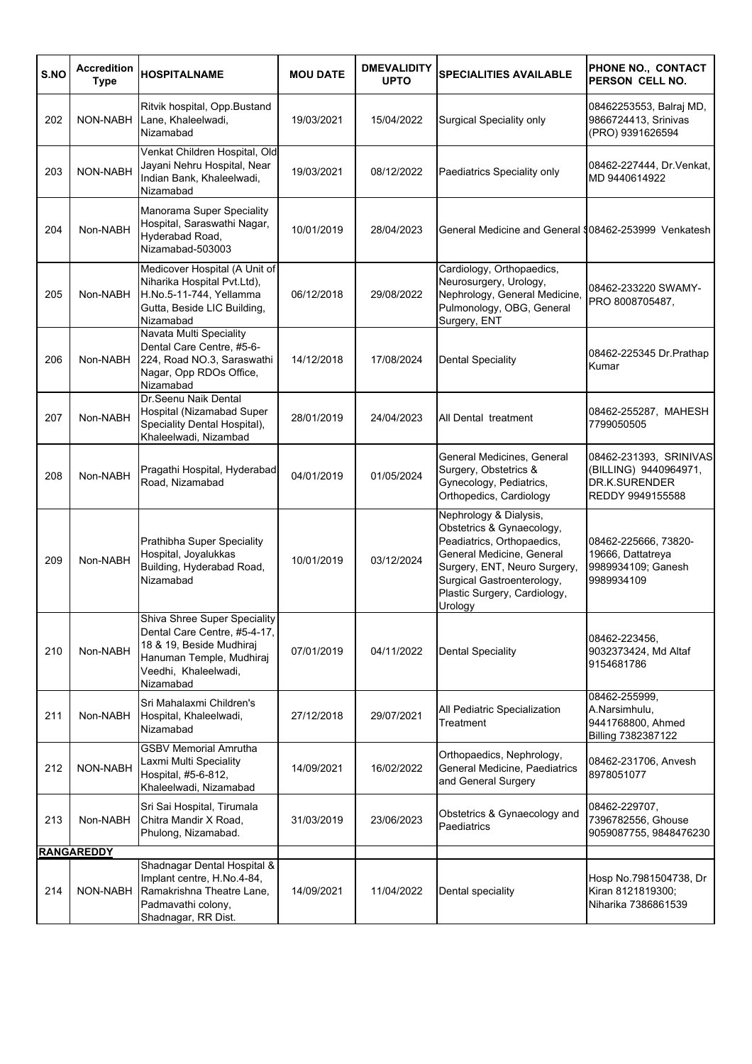| S.NO | Accreditation Type | HOSPITALNAME | MOU DATE | DMEVALIDITY UPTO | SPECIALITIES AVAILABLE | PHONE NO., CONTACT PERSON CELL NO. |
|---|---|---|---|---|---|---|
| 202 | NON-NABH | Ritvik hospital, Opp.Bustand Lane, Khaleelwadi, Nizamabad | 19/03/2021 | 15/04/2022 | Surgical Speciality only | 08462253553, Balraj MD, 9866724413, Srinivas (PRO) 9391626594 |
| 203 | NON-NABH | Venkat Children Hospital, Old Jayani Nehru Hospital, Near Indian Bank, Khaleelwadi, Nizamabad | 19/03/2021 | 08/12/2022 | Paediatrics Speciality only | 08462-227444, Dr.Venkat, MD 9440614922 |
| 204 | Non-NABH | Manorama Super Speciality Hospital, Saraswathi Nagar, Hyderabad Road, Nizamabad-503003 | 10/01/2019 | 28/04/2023 | General Medicine and General S | 08462-253999 Venkatesh |
| 205 | Non-NABH | Medicover Hospital (A Unit of Niharika Hospital Pvt.Ltd), H.No.5-11-744, Yellamma Gutta, Beside LIC Building, Nizamabad | 06/12/2018 | 29/08/2022 | Cardiology, Orthopaedics, Neurosurgery, Urology, Nephrology, General Medicine, Pulmonology, OBG, General Surgery, ENT | 08462-233220 SWAMY-PRO 8008705487, |
| 206 | Non-NABH | Navata Multi Speciality Dental Care Centre, #5-6-224, Road NO.3, Saraswathi Nagar, Opp RDOs Office, Nizamabad | 14/12/2018 | 17/08/2024 | Dental Speciality | 08462-225345 Dr.Prathap Kumar |
| 207 | Non-NABH | Dr.Seenu Naik Dental Hospital (Nizamabad Super Speciality Dental Hospital), Khaleelwadi, Nizambad | 28/01/2019 | 24/04/2023 | All Dental treatment | 08462-255287, MAHESH 7799050505 |
| 208 | Non-NABH | Pragathi Hospital, Hyderabad Road, Nizamabad | 04/01/2019 | 01/05/2024 | General Medicines, General Surgery, Obstetrics & Gynecology, Pediatrics, Orthopedics, Cardiology | 08462-231393, SRINIVAS (BILLING) 9440964971, DR.K.SURENDER REDDY 9949155588 |
| 209 | Non-NABH | Prathibha Super Speciality Hospital, Joyalukkas Building, Hyderabad Road, Nizamabad | 10/01/2019 | 03/12/2024 | Nephrology & Dialysis, Obstetrics & Gynaecology, Peadiatrics, Orthopaedics, General Medicine, General Surgery, ENT, Neuro Surgery, Surgical Gastroenterology, Plastic Surgery, Cardiology, Urology | 08462-225666, 73820-19666, Dattatreya 9989934109; Ganesh 9989934109 |
| 210 | Non-NABH | Shiva Shree Super Speciality Dental Care Centre, #5-4-17, 18 & 19, Beside Mudhiraj Hanuman Temple, Mudhiraj Veedhi, Khaleelwadi, Nizamabad | 07/01/2019 | 04/11/2022 | Dental Speciality | 08462-223456, 9032373424, Md Altaf 9154681786 |
| 211 | Non-NABH | Sri Mahalaxmi Children's Hospital, Khaleelwadi, Nizamabad | 27/12/2018 | 29/07/2021 | All Pediatric Specialization Treatment | 08462-255999, A.Narsimhulu, 9441768800, Ahmed Billing 7382387122 |
| 212 | NON-NABH | GSBV Memorial Amrutha Laxmi Multi Speciality Hospital, #5-6-812, Khaleelwadi, Nizamabad | 14/09/2021 | 16/02/2022 | Orthopaedics, Nephrology, General Medicine, Paediatrics and General Surgery | 08462-231706, Anvesh 8978051077 |
| 213 | Non-NABH | Sri Sai Hospital, Tirumala Chitra Mandir X Road, Phulong, Nizamabad. | 31/03/2019 | 23/06/2023 | Obstetrics & Gynaecology and Paediatrics | 08462-229707, 7396782556, Ghouse 9059087755, 9848476230 |
| **RANGAREDDY** | | | | | | |
| 214 | NON-NABH | Shadnagar Dental Hospital & Implant centre, H.No.4-84, Ramakrishna Theatre Lane, Padmavathi colony, Shadnagar, RR Dist. | 14/09/2021 | 11/04/2022 | Dental speciality | Hosp No.7981504738, Dr Kiran 8121819300; Niharika 7386861539 |